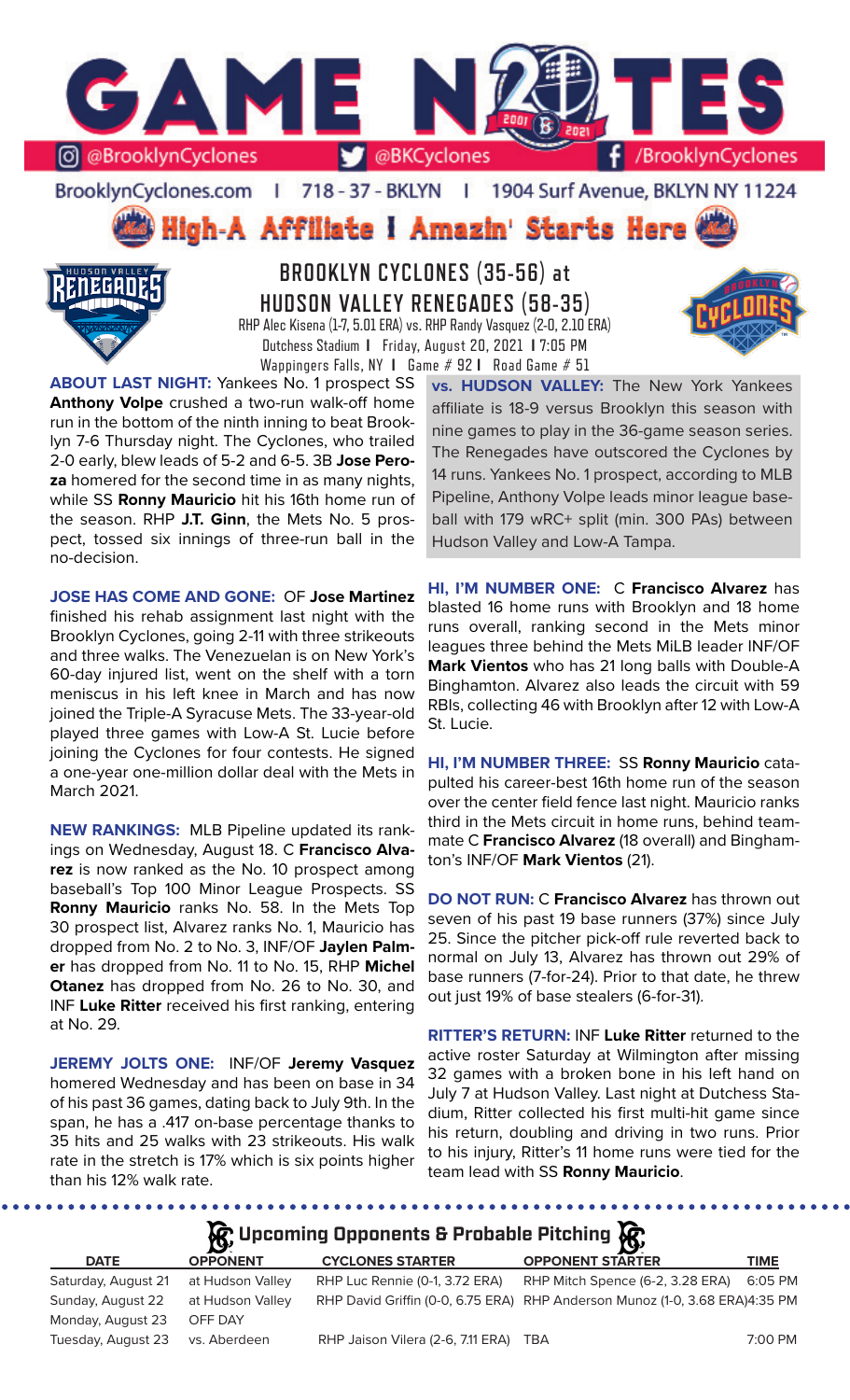# GAME NOTES

@BrooklynCyclones | @BKCyclones | /BrooklynCyclones

BrooklynCyclones.com | 718-37-BKLYN | 1904 Surf Avenue, BKLYN NY 11224

## High-A Affiliate I Amazin' Starts Here

## BROOKLYN CYCLONES (35-56) at HUDSON VALLEY RENEGADES (58-35)

RHP Alec Kisena (1-7, 5.01 ERA) vs. RHP Randy Vasquez (2-0, 2.10 ERA)

Dutchess Stadium I Friday, August 20, 2021 I 7:05 PM

Wappingers Falls, NY I Game # 92 I Road Game # 51

**ABOUT LAST NIGHT:** Yankees No. 1 prospect SS **Anthony Volpe** crushed a two-run walk-off home run in the bottom of the ninth inning to beat Brooklyn 7-6 Thursday night. The Cyclones, who trailed 2-0 early, blew leads of 5-2 and 6-5. 3B **Jose Peroza** homered for the second time in as many nights, while SS **Ronny Mauricio** hit his 16th home run of the season. RHP **J.T. Ginn**, the Mets No. 5 prospect, tossed six innings of three-run ball in the no-decision.

**JOSE HAS COME AND GONE:** OF **Jose Martinez** finished his rehab assignment last night with the Brooklyn Cyclones, going 2-11 with three strikeouts and three walks. The Venezuelan is on New York's 60-day injured list, went on the shelf with a torn meniscus in his left knee in March and has now joined the Triple-A Syracuse Mets. The 33-year-old played three games with Low-A St. Lucie before joining the Cyclones for four contests. He signed a one-year one-million dollar deal with the Mets in March 2021.

**NEW RANKINGS:** MLB Pipeline updated its rankings on Wednesday, August 18. C **Francisco Alvarez** is now ranked as the No. 10 prospect among baseball's Top 100 Minor League Prospects. SS **Ronny Mauricio** ranks No. 58. In the Mets Top 30 prospect list, Alvarez ranks No. 1, Mauricio has dropped from No. 2 to No. 3, INF/OF **Jaylen Palmer** has dropped from No. 11 to No. 15, RHP **Michel Otanez** has dropped from No. 26 to No. 30, and INF **Luke Ritter** received his first ranking, entering at No. 29.

**JEREMY JOLTS ONE:** INF/OF **Jeremy Vasquez** homered Wednesday and has been on base in 34 of his past 36 games, dating back to July 9th. In the span, he has a .417 on-base percentage thanks to 35 hits and 25 walks with 23 strikeouts. His walk rate in the stretch is 17% which is six points higher than his 12% walk rate.

**vs. HUDSON VALLEY:** The New York Yankees affiliate is 18-9 versus Brooklyn this season with nine games to play in the 36-game season series. The Renegades have outscored the Cyclones by 14 runs. Yankees No. 1 prospect, according to MLB Pipeline, Anthony Volpe leads minor league baseball with 179 wRC+ split (min. 300 PAs) between Hudson Valley and Low-A Tampa.

**HI, I'M NUMBER ONE:** C **Francisco Alvarez** has blasted 16 home runs with Brooklyn and 18 home runs overall, ranking second in the Mets minor leagues three behind the Mets MiLB leader INF/OF **Mark Vientos** who has 21 long balls with Double-A Binghamton. Alvarez also leads the circuit with 59 RBIs, collecting 46 with Brooklyn after 12 with Low-A St. Lucie.

**HI, I'M NUMBER THREE:** SS **Ronny Mauricio** catapulted his career-best 16th home run of the season over the center field fence last night. Mauricio ranks third in the Mets circuit in home runs, behind teammate C **Francisco Alvarez** (18 overall) and Binghamton's INF/OF **Mark Vientos** (21).

**DO NOT RUN:** C **Francisco Alvarez** has thrown out seven of his past 19 base runners (37%) since July 25. Since the pitcher pick-off rule reverted back to normal on July 13, Alvarez has thrown out 29% of base runners (7-for-24). Prior to that date, he threw out just 19% of base stealers (6-for-31).

**RITTER'S RETURN:** INF **Luke Ritter** returned to the active roster Saturday at Wilmington after missing 32 games with a broken bone in his left hand on July 7 at Hudson Valley. Last night at Dutchess Stadium, Ritter collected his first multi-hit game since his return, doubling and driving in two runs. Prior to his injury, Ritter's 11 home runs were tied for the team lead with SS **Ronny Mauricio**.

## Upcoming Opponents & Probable Pitching

| DATE | OPPONENT | CYCLONES STARTER | OPPONENT STARTER | TIME |
|---|---|---|---|---|
| Saturday, August 21 | at Hudson Valley | RHP Luc Rennie (0-1, 3.72 ERA) | RHP Mitch Spence (6-2, 3.28 ERA) | 6:05 PM |
| Sunday, August 22 | at Hudson Valley | RHP David Griffin (0-0, 6.75 ERA) | RHP Anderson Munoz (1-0, 3.68 ERA) | 4:35 PM |
| Monday, August 23 | OFF DAY | | | |
| Tuesday, August 23 | vs. Aberdeen | RHP Jaison Vilera (2-6, 7.11 ERA) | TBA | 7:00 PM |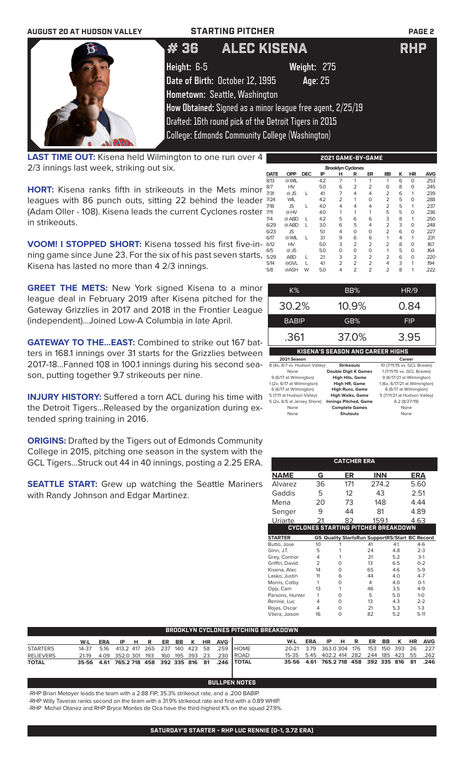# STARTING PITCHER

## # 36 ALEC KISENA — RHP

**Height:** 6-5 **Weight:** 275
**Date of Birth:** October 12, 1995 **Age:** 25
**Hometown:** Seattle, Washington
**How Obtained:** Signed as a minor league free agent, 2/25/19
Drafted: 16th round pick of the Detroit Tigers in 2015
College: Edmonds Community College (Washington)

**LAST TIME OUT:** Kisena held Wilmington to one run over 4 2/3 innings last week, striking out six.

**HORT:** Kisena ranks fifth in strikeouts in the Mets minor leagues with 86 punch outs, sitting 22 behind the leader (Adam Oller - 108). Kisena leads the current Cyclones roster in strikeouts.

**VOOM! I STOPPED SHORT:** Kisena tossed his first five-inning game since June 23. For the six of his past seven starts, Kisena has lasted no more than 4 2/3 innings.

**GREET THE METS:** New York signed Kisena to a minor league deal in February 2019 after Kisena pitched for the Gateway Grizzlies in 2017 and 2018 in the Frontier League (independent)...Joined Low-A Columbia in late April.

**GATEWAY TO THE...EAST:** Combined to strike out 167 batters in 168.1 innings over 31 starts for the Grizzlies between 2017-18...Fanned 108 in 100.1 innings during his second season, putting together 9.7 strikeouts per nine.

**INJURY HISTORY:** Suffered a torn ACL during his time with the Detroit Tigers...Released by the organization during extended spring training in 2016.

**ORIGINS:** Drafted by the Tigers out of Edmonds Community College in 2015, pitching one season in the system with the GCL Tigers...Struck out 44 in 40 innings, posting a 2.25 ERA.

**SEATTLE START:** Grew up watching the Seattle Mariners with Randy Johnson and Edgar Martinez.

### 2021 GAME-BY-GAME

Brooklyn Cyclones

| DATE | OPP | DEC | IP | H | R | ER | BB | K | HR | AVG |
|---|---|---|---|---|---|---|---|---|---|---|
| 8/13 | @WIL | | 4.2 | 7 | 1 | 1 | 1 | 6 | 0 | .253 |
| 8/7 | HV | | 5.0 | 6 | 2 | 2 | 0 | 8 | 0 | .245 |
| 7/31 | @JS | L | 4.1 | 7 | 4 | 4 | 2 | 6 | 1 | .239 |
| 7/24 | WIL | | 4.2 | 2 | 1 | 0 | 2 | 5 | 0 | .288 |
| 7/18 | JS | L | 4.0 | 4 | 4 | 4 | 2 | 5 | 1 | .237 |
| 7/11 | @HV | | 4.0 | 1 | 1 | 1 | 5 | 5 | 0 | .236 |
| 7/4 | @ABD | L | 4.2 | 5 | 6 | 6 | 3 | 8 | 1 | .250 |
| 6/29 | @ABD | L | 3.0 | 6 | 5 | 4 | 2 | 3 | 0 | .248 |
| 6/23 | JS | | 5.1 | 4 | 0 | 0 | 2 | 6 | 0 | .227 |
| 6/17 | @WIL | L | 3.1 | 9 | 6 | 6 | 1 | 4 | 1 | .231 |
| 6/12 | HV | | 5.0 | 3 | 2 | 2 | 2 | 8 | 0 | .167 |
| 6/5 | @JS | | 5.0 | 0 | 0 | 0 | 1 | 5 | 0 | .164 |
| 5/29 | ABD | L | 2.1 | 3 | 2 | 2 | 2 | 6 | 0 | .220 |
| 5/14 | @GVL | L | 4.1 | 2 | 2 | 2 | 4 | 3 | 1 | .194 |
| 5/8 | @ASH | W | 5.0 | 4 | 2 | 2 | 2 | 8 | 1 | .222 |

| K% | BB% | HR/9 |
|---|---|---|
| 30.2% | 10.9% | 0.84 |
| **BABIP** | **GB%** | **FIP** |
| .361 | 37.0% | 3.95 |

### KISENA'S SEASON AND CAREER HIGHS

| 2021 Season | | Career |
|---|---|---|
| 8 (4x, 8/7 vs. Hudson Valley) | Strikeouts | 10 (7/11/15 vs. GCL Braves) |
| None | Double Digit K Games | 1 (7/11/15 vs. GCL Braves) |
| 9 (6/17 at Wilmington) | High Hits, Game | 9 (6/17/21 at Wilmington) |
| 1 (2x, 6/17 at Wilmington) | High HR, Game | 1 (6x, 6/17/21 at Wilmington) |
| 6 (6/17 at Wilmington) | High Runs, Game | 6 (6/17 at Wilmington) |
| 5 (7/11 at Hudson Valley) | High Walks, Game | 5 (7/11/21 at Hudson Valley) |
| 5 (2x, 6/5 at Jersey Shore) | Innings Pitched, Game | 6.2 (8/27/19) |
| None | Complete Games | None |
| None | Shutouts | None |

### CATCHER ERA

| NAME | G | ER | INN | ERA |
|---|---|---|---|---|
| Alvarez | 36 | 171 | 274.2 | 5.60 |
| Gaddis | 5 | 12 | 43 | 2.51 |
| Mena | 20 | 73 | 148 | 4.44 |
| Senger | 9 | 44 | 81 | 4.89 |
| Uriarte | 21 | 82 | 159.1 | 4.63 |

### CYCLONES STARTING PITCHER BREAKDOWN

| STARTER | GS | Quality Starts | Run Support | RS/Start | BC Record |
|---|---|---|---|---|---|
| Butto, Jose | 10 | 1 | 41 | 4.1 | 4-6 |
| Ginn, J.T. | 5 | 1 | 24 | 4.8 | 2-3 |
| Grey, Connor | 4 | 1 | 21 | 5.2 | 3-1 |
| Griffin, David | 2 | 0 | 13 | 6.5 | 0-2 |
| Kisena, Alec | 14 | 0 | 65 | 4.6 | 5-9 |
| Lasko, Justin | 11 | 6 | 44 | 4.0 | 4-7 |
| Morris, Colby | 1 | 0 | 4 | 4.0 | 0-1 |
| Opp, Cam | 13 | 1 | 46 | 3.5 | 4-9 |
| Parsons, Hunter | 1 | 0 | 5 | 5.0 | 1-0 |
| Rennie, Luc | 4 | 0 | 13 | 4.3 | 2-2 |
| Rojas, Oscar | 4 | 0 | 21 | 5.3 | 1-3 |
| Vilera, Jaison | 16 | 0 | 82 | 5.2 | 5-11 |

### BROOKLYN CYCLONES PITCHING BREAKDOWN

| | W-L | ERA | IP | H | R | ER | BB | K | HR | AVG |
|---|---|---|---|---|---|---|---|---|---|---|
| STARTERS | 14-37 | 5.16 | 413.2 | 417 | 265 | 237 | 140 | 423 | 58 | .259 |
| RELIEVERS | 21-19 | 4.09 | 352.0 | 301 | 193 | 160 | 195 | 393 | 23 | .230 |
| TOTAL | 35-56 | 4.61 | 765.2 | 718 | 458 | 392 | 335 | 816 | 81 | .246 |

| | W-L | ERA | IP | H | R | ER | BB | K | HR | AVG |
|---|---|---|---|---|---|---|---|---|---|---|
| HOME | 20-21 | 3.79 | 363.0 | 304 | 176 | 153 | 150 | 393 | 26 | .227 |
| ROAD | 15-35 | 5.45 | 402.2 | 414 | 282 | 244 | 185 | 423 | 55 | .262 |
| TOTAL | 35-56 | 4.61 | 765.2 | 718 | 458 | 392 | 335 | 816 | 81 | .246 |

### BULLPEN NOTES

-RHP Brian Metoyer leads the team with a 2.88 FIP, 35.3% strikeout rate, and a .200 BABIP.
-RHP Willy Taveras ranks second on the team with a 31.9% strikeout rate and first with a 0.89 WHIP.
-RHP Michel Otanez and RHP Bryce Montes de Oca have the third-highest K% on the squad 27.9%.

### SATURDAY'S STARTER - RHP LUC RENNIE (0-1, 3.72 ERA)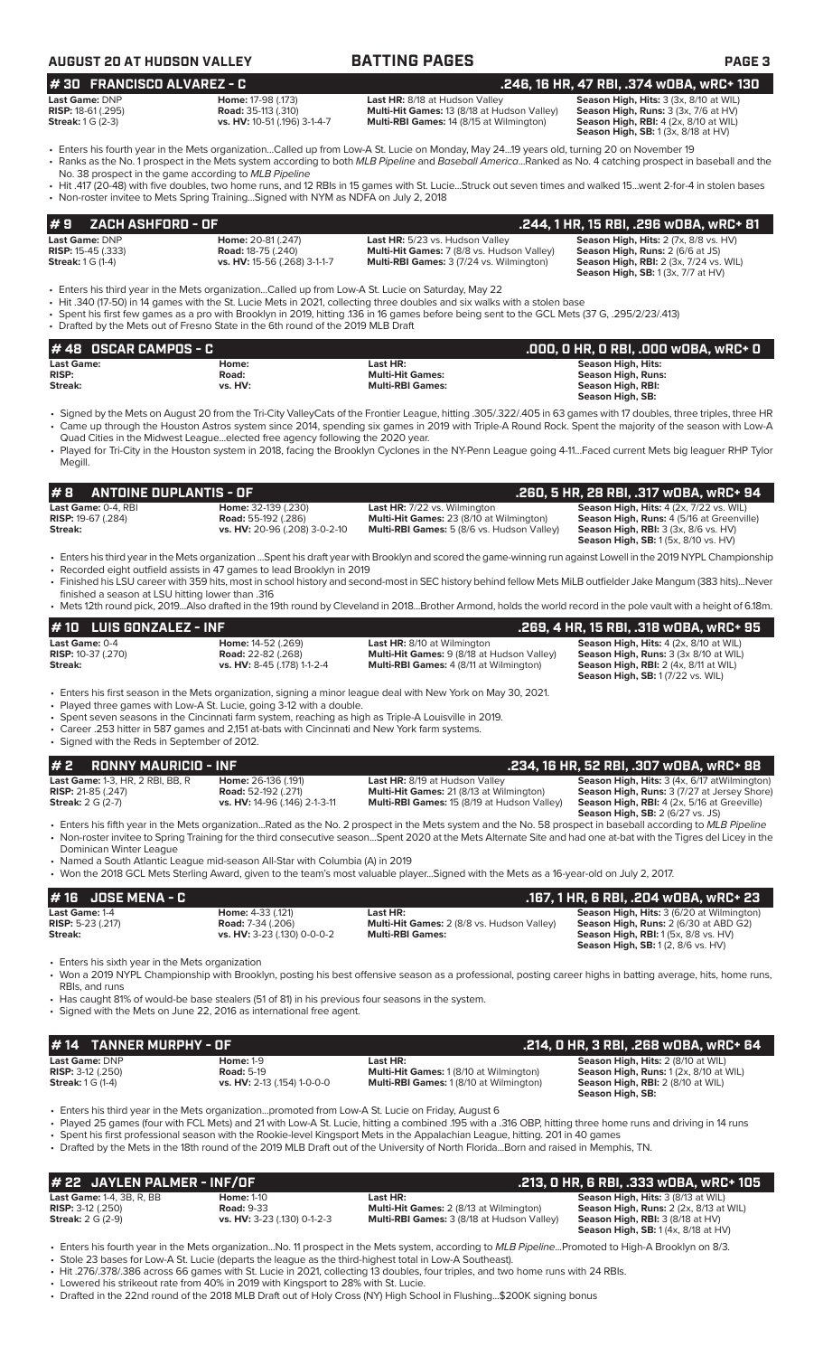## AUGUST 20 AT HUDSON VALLEY — BATTING PAGES

## # 30 FRANCISCO ALVAREZ - C — .246, 16 HR, 47 RBI, .374 wOBA, wRC+ 130

| | | | |
|---|---|---|---|
| **Last Game:** DNP | **Home:** 17-98 (.173) | **Last HR:** 8/18 at Hudson Valley | **Season High, Hits:** 3 (3x, 8/10 at WIL) |
| **RISP:** 18-61 (.295) | **Road:** 35-113 (.310) | **Multi-Hit Games:** 13 (8/18 at Hudson Valley) | **Season High, Runs:** 3 (3x, 7/6 at HV) |
| **Streak:** 1 G (2-3) | **vs. HV:** 10-51 (.196) 3-1-4-7 | **Multi-RBI Games:** 14 (8/15 at Wilmington) | **Season High, RBI:** 4 (2x, 8/10 at WIL) |
| | | | **Season High, SB:** 1 (3x, 8/18 at HV) |

- Enters his fourth year in the Mets organization...Called up from Low-A St. Lucie on Monday, May 24...19 years old, turning 20 on November 19
- Ranks as the No. 1 prospect in the Mets system according to both *MLB Pipeline* and *Baseball America*...Ranked as No. 4 catching prospect in baseball and the No. 38 prospect in the game according to *MLB Pipeline*
- Hit .417 (20-48) with five doubles, two home runs, and 12 RBIs in 15 games with St. Lucie...Struck out seven times and walked 15...went 2-for-4 in stolen bases
- Non-roster invitee to Mets Spring Training...Signed with NYM as NDFA on July 2, 2018

## # 9 ZACH ASHFORD - OF — .244, 1 HR, 15 RBI, .296 wOBA, wRC+ 81

| | | | |
|---|---|---|---|
| **Last Game:** DNP | **Home:** 20-81 (.247) | **Last HR:** 5/23 vs. Hudson Valley | **Season High, Hits:** 2 (7x, 8/8 vs. HV) |
| **RISP:** 15-45 (.333) | **Road:** 18-75 (.240) | **Multi-Hit Games:** 7 (8/8 vs. Hudson Valley) | **Season High, Runs:** 2 (6/6 at JS) |
| **Streak:** 1 G (1-4) | **vs. HV:** 15-56 (.268) 3-1-1-7 | **Multi-RBI Games:** 3 (7/24 vs. Wilmington) | **Season High, RBI:** 2 (3x, 7/24 vs. WIL) |
| | | | **Season High, SB:** 1 (3x, 7/7 at HV) |

- Enters his third year in the Mets organization...Called up from Low-A St. Lucie on Saturday, May 22
- Hit .340 (17-50) in 14 games with the St. Lucie Mets in 2021, collecting three doubles and six walks with a stolen base
- Spent his first few games as a pro with Brooklyn in 2019, hitting .136 in 16 games before being sent to the GCL Mets (37 G, .295/2/23/.413)
- Drafted by the Mets out of Fresno State in the 6th round of the 2019 MLB Draft

## # 48 OSCAR CAMPOS - C — .000, 0 HR, 0 RBI, .000 wOBA, wRC+ 0

| | | | |
|---|---|---|---|
| **Last Game:** | **Home:** | **Last HR:** | **Season High, Hits:** |
| **RISP:** | **Road:** | **Multi-Hit Games:** | **Season High, Runs:** |
| **Streak:** | **vs. HV:** | **Multi-RBI Games:** | **Season High, RBI:** |
| | | | **Season High, SB:** |

- Signed by the Mets on August 20 from the Tri-City ValleyCats of the Frontier League, hitting .305/.322/.405 in 63 games with 17 doubles, three triples, three HR
- Came up through the Houston Astros system since 2014, spending six games in 2019 with Triple-A Round Rock. Spent the majority of the season with Low-A Quad Cities in the Midwest League...elected free agency following the 2020 year.
- Played for Tri-City in the Houston system in 2018, facing the Brooklyn Cyclones in the NY-Penn League going 4-11...Faced current Mets big leaguer RHP Tylor Megill.

## # 8 ANTOINE DUPLANTIS - OF — .260, 5 HR, 28 RBI, .317 wOBA, wRC+ 94

| | | | |
|---|---|---|---|
| **Last Game:** 0-4, RBI | **Home:** 32-139 (.230) | **Last HR:** 7/22 vs. Wilmington | **Season High, Hits:** 4 (2x, 7/22 vs. WIL) |
| **RISP:** 19-67 (.284) | **Road:** 55-192 (.286) | **Multi-Hit Games:** 23 (8/10 at Wilmington) | **Season High, Runs:** 4 (5/16 at Greenville) |
| **Streak:** | **vs. HV:** 20-96 (.208) 3-0-2-10 | **Multi-RBI Games:** 5 (8/6 vs. Hudson Valley) | **Season High, RBI:** 3 (3x, 8/6 vs. HV) |
| | | | **Season High, SB:** 1 (5x, 8/10 vs. HV) |

- Enters his third year in the Mets organization ...Spent his draft year with Brooklyn and scored the game-winning run against Lowell in the 2019 NYPL Championship
- Recorded eight outfield assists in 47 games to lead Brooklyn in 2019
- Finished his LSU career with 359 hits, most in school history and second-most in SEC history behind fellow Mets MiLB outfielder Jake Mangum (383 hits)...Never finished a season at LSU hitting lower than .316
- Mets 12th round pick, 2019...Also drafted in the 19th round by Cleveland in 2018...Brother Armond, holds the world record in the pole vault with a height of 6.18m.

## # 10 LUIS GONZALEZ - INF — .269, 4 HR, 15 RBI, .318 wOBA, wRC+ 95

| | | | |
|---|---|---|---|
| **Last Game:** 0-4 | **Home:** 14-52 (.269) | **Last HR:** 8/10 at Wilmington | **Season High, Hits:** 4 (2x, 8/10 at WIL) |
| **RISP:** 10-37 (.270) | **Road:** 22-82 (.268) | **Multi-Hit Games:** 9 (8/18 at Hudson Valley) | **Season High, Runs:** 3 (3x 8/10 at WIL) |
| **Streak:** | **vs. HV:** 8-45 (.178) 1-1-2-4 | **Multi-RBI Games:** 4 (8/11 at Wilmington) | **Season High, RBI:** 2 (4x, 8/11 at WIL) |
| | | | **Season High, SB:** 1 (7/22 vs. WIL) |

- Enters his first season in the Mets organization, signing a minor league deal with New York on May 30, 2021.
- Played three games with Low-A St. Lucie, going 3-12 with a double.
- Spent seven seasons in the Cincinnati farm system, reaching as high as Triple-A Louisville in 2019.
- Career .253 hitter in 587 games and 2,151 at-bats with Cincinnati and New York farm systems.
- Signed with the Reds in September of 2012.

## # 2 RONNY MAURICIO - INF — .234, 16 HR, 52 RBI, .307 wOBA, wRC+ 88

| | | | |
|---|---|---|---|
| **Last Game:** 1-3, HR, 2 RBI, BB, R | **Home:** 26-136 (.191) | **Last HR:** 8/19 at Hudson Valley | **Season High, Hits:** 3 (4x, 6/17 atWilmington) |
| **RISP:** 21-85 (.247) | **Road:** 52-192 (.271) | **Multi-Hit Games:** 21 (8/13 at Wilmington) | **Season High, Runs:** 3 (7/27 at Jersey Shore) |
| **Streak:** 2 G (2-7) | **vs. HV:** 14-96 (.146) 2-1-3-11 | **Multi-RBI Games:** 15 (8/19 at Hudson Valley) | **Season High, RBI:** 4 (2x, 5/16 at Greeville) |
| | | | **Season High, SB:** 2 (6/27 vs. JS) |

- Enters his fifth year in the Mets organization...Rated as the No. 2 prospect in the Mets system and the No. 58 prospect in baseball according to *MLB Pipeline*
- Non-roster invitee to Spring Training for the third consecutive season...Spent 2020 at the Mets Alternate Site and had one at-bat with the Tigres del Licey in the Dominican Winter League
- Named a South Atlantic League mid-season All-Star with Columbia (A) in 2019
- Won the 2018 GCL Mets Sterling Award, given to the team's most valuable player...Signed with the Mets as a 16-year-old on July 2, 2017.

## # 16 JOSE MENA - C — .167, 1 HR, 6 RBI, .204 wOBA, wRC+ 23

| | | | |
|---|---|---|---|
| **Last Game:** 1-4 | **Home:** 4-33 (.121) | **Last HR:** | **Season High, Hits:** 3 (6/20 at Wilmington) |
| **RISP:** 5-23 (.217) | **Road:** 7-34 (.206) | **Multi-Hit Games:** 2 (8/8 vs. Hudson Valley) | **Season High, Runs:** 2 (6/30 at ABD G2) |
| **Streak:** | **vs. HV:** 3-23 (.130) 0-0-0-2 | **Multi-RBI Games:** | **Season High, RBI:** 1 (5x, 8/8 vs. HV) |
| | | | **Season High, SB:** 1 (2, 8/6 vs. HV) |

- Enters his sixth year in the Mets organization
- Won a 2019 NYPL Championship with Brooklyn, posting his best offensive season as a professional, posting career highs in batting average, hits, home runs, RBIs, and runs
- Has caught 81% of would-be base stealers (51 of 81) in his previous four seasons in the system.
- Signed with the Mets on June 22, 2016 as international free agent.

## # 14 TANNER MURPHY - OF — .214, 0 HR, 3 RBI, .268 wOBA, wRC+ 64

| | | | |
|---|---|---|---|
| **Last Game:** DNP | **Home:** 1-9 | **Last HR:** | **Season High, Hits:** 2 (8/10 at WIL) |
| **RISP:** 3-12 (.250) | **Road:** 5-19 | **Multi-Hit Games:** 1 (8/10 at Wilmington) | **Season High, Runs:** 1 (2x, 8/10 at WIL) |
| **Streak:** 1 G (1-4) | **vs. HV:** 2-13 (.154) 1-0-0-0 | **Multi-RBI Games:** 1 (8/10 at Wilmington) | **Season High, RBI:** 2 (8/10 at WIL) |
| | | | **Season High, SB:** |

- Enters his third year in the Mets organization...promoted from Low-A St. Lucie on Friday, August 6
- Played 25 games (four with FCL Mets) and 21 with Low-A St. Lucie, hitting a combined .195 with a .316 OBP, hitting three home runs and driving in 14 runs
- Spent his first professional season with the Rookie-level Kingsport Mets in the Appalachian League, hitting. 201 in 40 games
- Drafted by the Mets in the 18th round of the 2019 MLB Draft out of the University of North Florida...Born and raised in Memphis, TN.

## # 22 JAYLEN PALMER - INF/OF — .213, 0 HR, 6 RBI, .333 wOBA, wRC+ 105

| | | | |
|---|---|---|---|
| **Last Game:** 1-4, 3B, R, BB | **Home:** 1-10 | **Last HR:** | **Season High, Hits:** 3 (8/13 at WIL) |
| **RISP:** 3-12 (.250) | **Road:** 9-33 | **Multi-Hit Games:** 2 (8/13 at Wilmington) | **Season High, Runs:** 2 (2x, 8/13 at WIL) |
| **Streak:** 2 G (2-9) | **vs. HV:** 3-23 (.130) 0-1-2-3 | **Multi-RBI Games:** 3 (8/18 at Hudson Valley) | **Season High, RBI:** 3 (8/18 at HV) |
| | | | **Season High, SB:** 1 (4x, 8/18 at HV) |

- Enters his fourth year in the Mets organization...No. 11 prospect in the Mets system, according to *MLB Pipeline*...Promoted to High-A Brooklyn on 8/3.
- Stole 23 bases for Low-A St. Lucie (departs the league as the third-highest total in Low-A Southeast).
- Hit .276/.378/.386 across 66 games with St. Lucie in 2021, collecting 13 doubles, four triples, and two home runs with 24 RBIs.
- Lowered his strikeout rate from 40% in 2019 with Kingsport to 28% with St. Lucie.
- Drafted in the 22nd round of the 2018 MLB Draft out of Holy Cross (NY) High School in Flushing...$200K signing bonus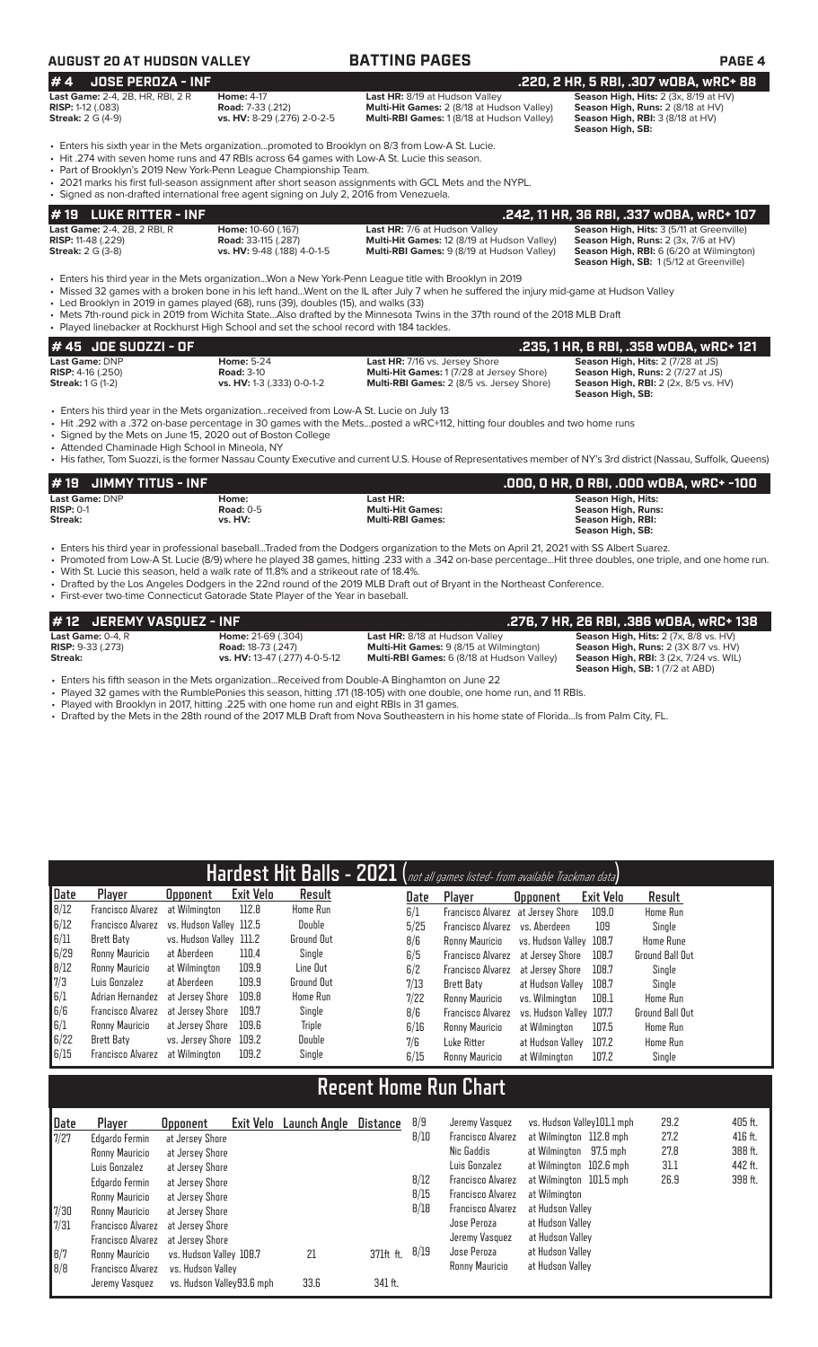## AUGUST 20 AT HUDSON VALLEY — BATTING PAGES

### #4 JOSE PEROZA - INF — .220, 2 HR, 5 RBI, .307 wOBA, wRC+ 88

**Last Game:** 2-4, 2B, HR, RBI, 2 R
**RISP:** 1-12 (.083)
**Streak:** 2 G (4-9)

**Home:** 4-17
**Road:** 7-33 (.212)
**vs. HV:** 8-29 (.276) 2-0-2-5

**Last HR:** 8/19 at Hudson Valley
**Multi-Hit Games:** 2 (8/18 at Hudson Valley)
**Multi-RBI Games:** 1 (8/18 at Hudson Valley)

**Season High, Hits:** 2 (3x, 8/19 at HV)
**Season High, Runs:** 2 (8/18 at HV)
**Season High, RBI:** 3 (8/18 at HV)
**Season High, SB:**

- Enters his sixth year in the Mets organization...promoted to Brooklyn on 8/3 from Low-A St. Lucie.
- Hit .274 with seven home runs and 47 RBIs across 64 games with Low-A St. Lucie this season.
- Part of Brooklyn's 2019 New York-Penn League Championship Team.
- 2021 marks his first full-season assignment after short season assignments with GCL Mets and the NYPL.
- Signed as non-drafted international free agent signing on July 2, 2016 from Venezuela.

### #19 LUKE RITTER - INF — .242, 11 HR, 36 RBI, .337 wOBA, wRC+ 107

**Last Game:** 2-4, 2B, 2 RBI, R
**RISP:** 11-48 (.229)
**Streak:** 2 G (3-8)

**Home:** 10-60 (.167)
**Road:** 33-115 (.287)
**vs. HV:** 9-48 (.188) 4-0-1-5

**Last HR:** 7/6 at Hudson Valley
**Multi-Hit Games:** 12 (8/19 at Hudson Valley)
**Multi-RBI Games:** 9 (8/19 at Hudson Valley)

**Season High, Hits:** 3 (5/11 at Greenville)
**Season High, Runs:** 2 (3x, 7/6 at HV)
**Season High, RBI:** 6 (6/20 at Wilmington)
**Season High, SB:** 1 (5/12 at Greenville)

- Enters his third year in the Mets organization...Won a New York-Penn League title with Brooklyn in 2019
- Missed 32 games with a broken bone in his left hand...Went on the IL after July 7 when he suffered the injury mid-game at Hudson Valley
- Led Brooklyn in 2019 in games played (68), runs (39), doubles (15), and walks (33)
- Mets 7th-round pick in 2019 from Wichita State...Also drafted by the Minnesota Twins in the 37th round of the 2018 MLB Draft
- Played linebacker at Rockhurst High School and set the school record with 184 tackles.

### #45 JOE SUOZZI - OF — .235, 1 HR, 6 RBI, .358 wOBA, wRC+ 121

**Last Game:** DNP
**RISP:** 4-16 (.250)
**Streak:** 1 G (1-2)

**Home:** 5-24
**Road:** 3-10
**vs. HV:** 1-3 (.333) 0-0-1-2

**Last HR:** 7/16 vs. Jersey Shore
**Multi-Hit Games:** 1 (7/28 at Jersey Shore)
**Multi-RBI Games:** 2 (8/5 vs. Jersey Shore)

**Season High, Hits:** 2 (7/28 at JS)
**Season High, Runs:** 2 (7/27 at JS)
**Season High, RBI:** 2 (2x, 8/5 vs. HV)
**Season High, SB:**

- Enters his third year in the Mets organization...received from Low-A St. Lucie on July 13
- Hit .292 with a .372 on-base percentage in 30 games with the Mets...posted a wRC+112, hitting four doubles and two home runs
- Signed by the Mets on June 15, 2020 out of Boston College
- Attended Chaminade High School in Mineola, NY
- His father, Tom Suozzi, is the former Nassau County Executive and current U.S. House of Representatives member of NY's 3rd district (Nassau, Suffolk, Queens)

### #19 JIMMY TITUS - INF — .000, 0 HR, 0 RBI, .000 wOBA, wRC+ -100

**Last Game:** DNP
**RISP:** 0-1
**Streak:**

**Home:**
**Road:** 0-5
**vs. HV:**

**Last HR:**
**Multi-Hit Games:**
**Multi-RBI Games:**

**Season High, Hits:**
**Season High, Runs:**
**Season High, RBI:**
**Season High, SB:**

- Enters his third year in professional baseball...Traded from the Dodgers organization to the Mets on April 21, 2021 with SS Albert Suarez.
- Promoted from Low-A St. Lucie (8/9) where he played 38 games, hitting .233 with a .342 on-base percentage...Hit three doubles, one triple, and one home run.
- With St. Lucie this season, held a walk rate of 11.8% and a strikeout rate of 18.4%.
- Drafted by the Los Angeles Dodgers in the 22nd round of the 2019 MLB Draft out of Bryant in the Northeast Conference.
- First-ever two-time Connecticut Gatorade State Player of the Year in baseball.

### #12 JEREMY VASQUEZ - INF — .276, 7 HR, 26 RBI, .386 wOBA, wRC+ 138

**Last Game:** 0-4, R
**RISP:** 9-33 (.273)
**Streak:**

**Home:** 21-69 (.304)
**Road:** 18-73 (.247)
**vs. HV:** 13-47 (.277) 4-0-5-12

**Last HR:** 8/18 at Hudson Valley
**Multi-Hit Games:** 9 (8/15 at Wilmington)
**Multi-RBI Games:** 6 (8/18 at Hudson Valley)

**Season High, Hits:** 2 (7x, 8/8 vs. HV)
**Season High, Runs:** 2 (3X 8/7 vs. HV)
**Season High, RBI:** 3 (2x, 7/24 vs. WIL)
**Season High, SB:** 1 (7/2 at ABD)

- Enters his fifth season in the Mets organization...Received from Double-A Binghamton on June 22
- Played 32 games with the RumblePonies this season, hitting .171 (18-105) with one double, one home run, and 11 RBIs.
- Played with Brooklyn in 2017, hitting .225 with one home run and eight RBIs in 31 games.
- Drafted by the Mets in the 28th round of the 2017 MLB Draft from Nova Southeastern in his home state of Florida...Is from Palm City, FL.

## Hardest Hit Balls - 2021 (not all games listed- from available Trackman data)

| Date | Player | Opponent | Exit Velo | Result |
|---|---|---|---|---|
| 8/12 | Francisco Alvarez | at Wilmington | 112.8 | Home Run |
| 6/12 | Francisco Alvarez | vs. Hudson Valley | 112.5 | Double |
| 6/11 | Brett Baty | vs. Hudson Valley | 111.2 | Ground Out |
| 6/29 | Ronny Mauricio | at Aberdeen | 110.4 | Single |
| 8/12 | Ronny Mauricio | at Wilmington | 109.9 | Line Out |
| 7/3 | Luis Gonzalez | at Aberdeen | 109.9 | Ground Out |
| 6/1 | Adrian Hernandez | at Jersey Shore | 109.8 | Home Run |
| 6/6 | Francisco Alvarez | at Jersey Shore | 109.7 | Single |
| 6/1 | Ronny Mauricio | at Jersey Shore | 109.6 | Triple |
| 6/22 | Brett Baty | vs. Jersey Shore | 109.2 | Double |
| 6/15 | Francisco Alvarez | at Wilmington | 109.2 | Single |
| 6/1 | Francisco Alvarez | at Jersey Shore | 109.0 | Home Run |
| 5/25 | Francisco Alvarez | vs. Aberdeen | 109 | Single |
| 8/6 | Ronny Mauricio | vs. Hudson Valley | 108.7 | Home Rune |
| 6/5 | Francisco Alvarez | at Jersey Shore | 108.7 | Ground Ball Out |
| 6/2 | Francisco Alvarez | at Jersey Shore | 108.7 | Single |
| 7/13 | Brett Baty | at Hudson Valley | 108.7 | Single |
| 7/22 | Ronny Mauricio | vs. Wilmington | 108.1 | Home Run |
| 8/6 | Francisco Alvarez | vs. Hudson Valley | 107.7 | Ground Ball Out |
| 6/16 | Ronny Mauricio | at Wilmington | 107.5 | Home Run |
| 7/6 | Luke Ritter | at Hudson Valley | 107.2 | Home Run |
| 6/15 | Ronny Mauricio | at Wilmington | 107.2 | Single |

## Recent Home Run Chart

| Date | Player | Opponent | Exit Velo | Launch Angle | Distance |
|---|---|---|---|---|---|
| 7/27 | Edgardo Fermin | at Jersey Shore | | | |
| | Ronny Mauricio | at Jersey Shore | | | |
| | Luis Gonzalez | at Jersey Shore | | | |
| | Edgardo Fermin | at Jersey Shore | | | |
| | Ronny Mauricio | at Jersey Shore | | | |
| 7/30 | Ronny Mauricio | at Jersey Shore | | | |
| 7/31 | Francisco Alvarez | at Jersey Shore | | | |
| | Francisco Alvarez | at Jersey Shore | | | |
| 8/7 | Ronny Mauricio | vs. Hudson Valley | 108.7 | 21 | 371ft ft. |
| 8/8 | Francisco Alvarez | vs. Hudson Valley | | | |
| | Jeremy Vasquez | vs. Hudson Valley | 93.6 mph | 33.6 | 341 ft. |
| 8/9 | Jeremy Vasquez | vs. Hudson Valley | 101.1 mph | 29.2 | 405 ft. |
| 8/10 | Francisco Alvarez | at Wilmington | 112.8 mph | 27.2 | 416 ft. |
| | Nic Gaddis | at Wilmington | 97.5 mph | 27.8 | 388 ft. |
| | Luis Gonzalez | at Wilmington | 102.6 mph | 31.1 | 442 ft. |
| 8/12 | Francisco Alvarez | at Wilmington | 101.5 mph | 26.9 | 398 ft. |
| 8/15 | Francisco Alvarez | at Wilmington | | | |
| 8/18 | Francisco Alvarez | at Hudson Valley | | | |
| | Jose Peroza | at Hudson Valley | | | |
| | Jeremy Vasquez | at Hudson Valley | | | |
| 8/19 | Jose Peroza | at Hudson Valley | | | |
| | Ronny Mauricio | at Hudson Valley | | | |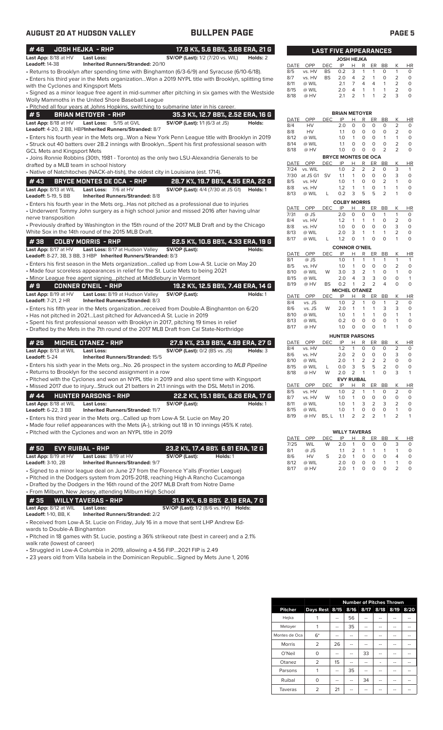# AUGUST 20 AT HUDSON VALLEY — BULLPEN PAGE

## #46 JOSH HEJKA - RHP — 17.9 K%, 5.6 BB%, 3.68 ERA, 21 G

**Last App:** 8/18 at HV **Last Loss:** **SV/OP (Last):** 1/2 (7/20 vs. WIL) **Holds:** 2
**Leadoff:** 14-38 **Inherited Runners/Stranded:** 20/10

- Returns to Brooklyn after spending time with Binghamton (6/3-6/9) and Syracuse (6/10-6/18).
- Enters his third year in the Mets organization...Won a 2019 NYPL title with Brooklyn, splitting time with the Cyclones and Kingsport Mets
- Signed as a minor league free agent in mid-summer after pitching in six games with the Westside Wolly Mammoths in the United Shore Baseball League
- Pitched all four years at Johns Hopkins, switching to submarine later in his career.

## #5 BRIAN METOYER - RHP — 35.3 K%, 12.7 BB%, 2.52 ERA, 16 G

**Last App:** 8/18 at HV **Last Loss:** 5/15 at GVL **SV/OP (Last):** 1/1 (6/3 at JS) **Holds:**
**Leadoff:** 4-20, 2 BB, HBP **Inherited Runners/Stranded:** 8/7

- Enters his fourth year in the Mets org...Won a New York Penn League title with Brooklyn in 2019
- Struck out 40 batters over 28.2 innings with Brooklyn...Spent his first professional season with GCL Mets and Kingsport Mets
- Joins Ronnie Robbins (30th, 1981 - Toronto) as the only two LSU-Alexandria Generals to be drafted by a MLB team in school history
- Native of Natchitoches (NACK-ah-tish), the oldest city in Louisiana (est. 1714).

## #43 BRYCE MONTES DE OCA - RHP — 28.7 K%, 19.7 BB%, 4.55 ERA, 22 G

**Last App:** 8/13 at WIL **Last Loss:** 7/6 at HV **SV/OP (Last):** 4/4 (7/30 at JS G1) **Holds:** 1
**Leadoff:** 5-19, 5 BB **Inherited Runners/Stranded:** 8/8

- Enters his fourth year in the Mets org...Has not pitched as a professional due to injuries
- Underwent Tommy John surgery as a high school junior and missed 2016 after having ulnar nerve transposition
- Previously drafted by Washington in the 15th round of the 2017 MLB Draft and by the Chicago White Sox in the 14th round of the 2015 MLB Draft.

## #38 COLBY MORRIS - RHP — 22.5 K%, 10.6 BB%, 4.33 ERA, 19 G

**Last App:** 8/17 at HV **Last Loss:** 8/17 at Hudson Valley **SV/OP (Last):** **Holds:**
**Leadoff:** 8-27, 3B, 3 BB, 3 HBP **Inherited Runners/Stranded:** 8/3

- Enters his first season in the Mets organization...called up from Low-A St. Lucie on May 20
- Made four scoreless appearances in relief for the St. Lucie Mets to being 2021
- Minor League free agent signing...pitched at Middlebury in Vermont

## #9 CONNER O'NEIL - RHP — 19.2 K%, 12.5 BB%, 7.48 ERA, 14 G

**Last App:** 8/19 at HV **Last Loss:** 8/19 at Hudson Valley **SV/OP (Last):** **Holds:** 1
**Leadoff:** 7-21, 2 HR **Inherited Runners/Stranded:** 8/3

- Enters his fifth year in the Mets organization...received from Double-A Binghamton on 6/20
- Has not pitched in 2021...Last pitched for Advanced-A St. Lucie in 2019
- Spent his first professional season with Brooklyn in 2017, pitching 19 times in relief
- Drafted by the Mets in the 7th round of the 2017 MLB Draft from Cal State-Northridge

## #26 MICHEL OTANEZ - RHP — 27.9 K%, 23.9 BB%, 4.99 ERA, 27 G

**Last App:** 8/13 at WIL **Last Loss:** **SV/OP (Last):** 0/2 (BS vs. JS) **Holds:** 3
**Leadoff:** 5-24 **Inherited Runners/Stranded:** 15/5

- Enters his sixth year in the Mets org...No. 26 prospect in the system according to *MLB Pipeline*
- Returns to Brooklyn for the second assignment in a row
- Pitched with the Cyclones and won an NYPL title in 2019 and also spent time with Kingsport
- Missed 2017 due to injury...Struck out 21 batters in 21.1 innings with the DSL Mets1 in 2016.

## #44 HUNTER PARSONS - RHP — 22.2 K%, 15.1 BB%, 6.26 ERA, 17 G

**Last App:** 8/18 at WIL **Last Loss:** **SV/OP (Last):** **Holds:** 1
**Leadoff:** 6-22, 3 BB **Inherited Runners/Stranded:** 11/7

- Enters his third year in the Mets org...Called up from Low-A St. Lucie on May 20
- Made four relief appearances with the Mets (A-), striking out 18 in 10 innings (45% K rate).
- Pitched with the Cyclones and won an NYPL title in 2019

## #50 EVY RUIBAL - RHP — 23.2 K%, 17.4 BB% 6.91 ERA, 12 G

**Last App:** 8/19 at HV **Last Loss:** 8/19 at HV **SV/OP (Last):** **Holds:** 1
**Leadoff:** 3-10, 2B **Inherited Runners/Stranded:** 9/7

- Signed to a minor league deal on June 27 from the Florence Y'alls (Frontier League)
- Pitched in the Dodgers system from 2015-2018, reaching High-A Rancho Cucamonga
- Drafted by the Dodgers in the 16th round of the 2017 MLB Draft from Notre Dame
- From Milburn, New Jersey, attending Milburn High School

## #35 WILLY TAVERAS - RHP — 31.9 K%, 6.9 BB% 2.19 ERA, 7 G

**Last App:** 8/12 at WIL **Last Loss:** **SV/OP (Last):** 1/2 (8/6 vs. HV) **Holds:**
**Leadoff:** 1-10, BB, K **Inherited Runners/Stranded:** 2/2

- Received from Low-A St. Lucie on Friday, July 16 in a move that sent LHP Andrew Edwards to Double-A Binghamton
- Pitched in 18 games with St. Lucie, posting a 36% strikeout rate (best in career) and a 2.1% walk rate (lowest of career)
- Struggled in Low-A Columbia in 2019, allowing a 4.56 FIP...2021 FIP is 2.49
- 23 years old from Villa Isabela in the Dominican Republic...Signed by Mets June 1, 2016

## LAST FIVE APPEARANCES

**JOSH HEJKA**

| DATE | OPP | DEC | IP | H | R | ER | BB | K | HR |
|---|---|---|---|---|---|---|---|---|---|
| 8/5 | vs. HV | BS | 0.2 | 3 | 1 | 1 | 0 | 1 | 0 |
| 8/7 | vs. HV | BS | 2.0 | 4 | 2 | 1 | 0 | 2 | 0 |
| 8/11 | @ WIL | | 2.1 | 7 | 4 | 4 | 1 | 2 | 0 |
| 8/15 | @ WIL | | 2.0 | 4 | 1 | 1 | 1 | 2 | 0 |
| 8/18 | @ HV | | 2.1 | 2 | 1 | 1 | 2 | 3 | 0 |

**BRIAN METOYER**

| DATE | OPP | DEC | IP | H | R | ER | BB | K | HR |
|---|---|---|---|---|---|---|---|---|---|
| 8/4 | HV | | 2.0 | 0 | 0 | 0 | 0 | 2 | 0 |
| 8/8 | HV | | 1.1 | 0 | 0 | 0 | 0 | 2 | 0 |
| 8/12 | @ WIL | | 1.0 | 1 | 0 | 0 | 1 | 1 | 0 |
| 8/14 | @ WIL | | 1.1 | 0 | 0 | 0 | 0 | 2 | 0 |
| 8/18 | @ HV | | 1.0 | 0 | 0 | 0 | 2 | 2 | 0 |

**BRYCE MONTES DE OCA**

| DATE | OPP | DEC | IP | H | R | ER | BB | K | HR |
|---|---|---|---|---|---|---|---|---|---|
| 7/24 | vs. WIL | | 1.0 | 2 | 2 | 2 | 0 | 3 | 1 |
| 7/30 | at JS G1 | SV | 1.1 | 1 | 0 | 0 | 0 | 3 | 0 |
| 8/5 | vs. HV | | 1.0 | 1 | 0 | 0 | 2 | 1 | 0 |
| 8/8 | vs. HV | | 1.2 | 1 | 1 | 0 | 1 | 1 | 0 |
| 8/13 | @ WIL | L | 0.2 | 3 | 5 | 5 | 2 | 1 | 0 |

**COLBY MORRIS**

| DATE | OPP | DEC | IP | H | R | ER | BB | K | HR |
|---|---|---|---|---|---|---|---|---|---|
| 7/31 | @ JS | | 2.0 | 0 | 0 | 0 | 1 | 1 | 0 |
| 8/4 | vs. HV | | 1.2 | 1 | 1 | 1 | 0 | 2 | 0 |
| 8/8 | vs. HV | | 1.0 | 0 | 0 | 0 | 0 | 3 | 0 |
| 8/13 | @ WIL | | 2.0 | 3 | 1 | 1 | 1 | 2 | 0 |
| 8/17 | @ WIL | L | 1.2 | 0 | 1 | 0 | 0 | 1 | 0 |

**CONNOR O'NEIL**

| DATE | OPP | DEC | IP | H | R | ER | BB | K | HR |
|---|---|---|---|---|---|---|---|---|---|
| 8/1 | @ JS | | 1.0 | 1 | 1 | 1 | 1 | 1 | 1 |
| 8/5 | vs. HV | | 1.0 | 1 | 0 | 0 | 0 | 2 | 0 |
| 8/10 | @ WIL | W | 3.0 | 3 | 2 | 1 | 0 | 1 | 0 |
| 8/15 | @ WIL | | 2.0 | 4 | 3 | 3 | 0 | 0 | 1 |
| 8/19 | @ HV | BS | 0.2 | 1 | 2 | 2 | 4 | 0 | 0 |

**MICHEL OTANEZ**

| DATE | OPP | DEC | IP | H | R | ER | BB | K | HR |
|---|---|---|---|---|---|---|---|---|---|
| 8/4 | vs. JS | | 1.0 | 2 | 1 | 0 | 1 | 2 | 0 |
| 8/6 | vs. JS | W | 2.0 | 1 | 1 | 1 | 3 | 3 | 0 |
| 8/10 | @ WIL | | 1.0 | 1 | 1 | 1 | 0 | 1 | 1 |
| 8/13 | @ WIL | | 0.2 | 0 | 0 | 0 | 0 | 1 | 0 |
| 8/17 | @ HV | | 1.0 | 0 | 0 | 0 | 1 | 1 | 0 |

**HUNTER PARSONS**

| DATE | OPP | DEC | IP | H | R | ER | BB | K | HR |
|---|---|---|---|---|---|---|---|---|---|
| 8/4 | vs. HV | | 1.2 | 1 | 0 | 0 | 0 | 2 | 0 |
| 8/6 | vs. HV | | 2.0 | 2 | 0 | 0 | 0 | 3 | 0 |
| 8/10 | @ WIL | | 2.0 | 1 | 2 | 2 | 2 | 0 | 0 |
| 8/15 | @ WIL | L | 0.0 | 3 | 5 | 5 | 2 | 0 | 0 |
| 8/18 | @ HV | W | 2.0 | 2 | 1 | 1 | 0 | 3 | 1 |

**EVY RUIBAL**

| DATE | OPP | DEC | IP | H | R | ER | BB | K | HR |
|---|---|---|---|---|---|---|---|---|---|
| 8/5 | vs. HV | | 1.0 | 2 | 1 | 1 | 0 | 2 | 0 |
| 8/7 | vs. HV | W | 1.0 | 1 | 0 | 0 | 0 | 0 | 0 |
| 8/11 | @ WIL | | 1.0 | 1 | 3 | 2 | 3 | 2 | 0 |
| 8/15 | @ WIL | | 1.0 | 1 | 0 | 0 | 0 | 1 | 0 |
| 8/19 | @ HV | BS, L | 1.1 | 2 | 2 | 2 | 1 | 2 | 1 |

**WILLY TAVERAS**

| DATE | OPP | DEC | IP | H | R | ER | BB | K | HR |
|---|---|---|---|---|---|---|---|---|---|
| 7/25 | WIL | W | 2.0 | 1 | 0 | 0 | 0 | 3 | 0 |
| 8/1 | @ JS | | 1.1 | 2 | 1 | 1 | 1 | 1 | 0 |
| 8/6 | HV | S | 2.0 | 1 | 0 | 0 | 0 | 4 | 0 |
| 8/12 | @ WIL | | 2.0 | 0 | 0 | 0 | 1 | 1 | 0 |
| 8/17 | @ HV | | 2.0 | 1 | 0 | 0 | 0 | 2 | 0 |

## Number of Pitches Thrown

| Pitcher | Days Rest | 8/15 | 8/16 | 8/17 | 8/18 | 8/19 | 8/20 |
|---|---|---|---|---|---|---|---|
| Hejka | 1 | -- | 56 | -- | -- | -- | -- |
| Metoyer | 1 | -- | 35 | -- | -- | -- | -- |
| Montes de Oca | 6* | -- | -- | -- | -- | -- | -- |
| Morris | 2 | 26 | -- | -- | -- | -- | -- |
| O'Neil | 0 | -- | -- | 33 | -- | -- | -- |
| Otanez | 2 | 15 | -- | -- | - | -- | -- |
| Parsons | 1 | -- | 35 | -- | -- | -- | -- |
| Ruibal | 0 | -- | -- | 34 | -- | -- | -- |
| Taveras | 2 | 21 | -- | -- | -- | -- | -- |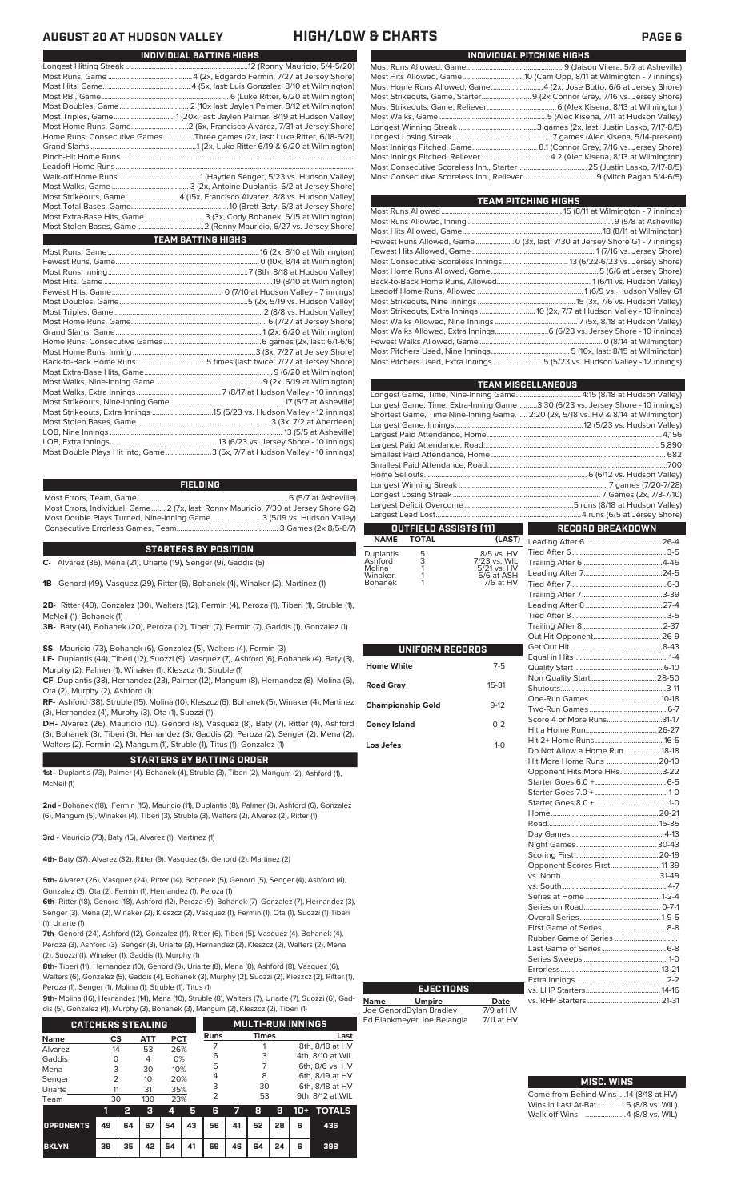# AUGUST 20 AT HUDSON VALLEY — HIGH/LOW & CHARTS

## INDIVIDUAL BATTING HIGHS

| | |
|---|---|
| Longest Hitting Streak | 12 (Ronny Mauricio, 5/4-5/20) |
| Most Runs, Game | 4 (2x, Edgardo Fermin, 7/27 at Jersey Shore) |
| Most Hits, Game | 4 (5x, last: Luis Gonzalez, 8/10 at Wilmington) |
| Most RBI, Game | 6 (Luke Ritter, 6/20 at Wilmington) |
| Most Doubles, Game | 2 (10x last: Jaylen Palmer, 8/12 at Wilmington) |
| Most Triples, Game | 1 (20x, last: Jaylen Palmer, 8/19 at Hudson Valley) |
| Most Home Runs, Game | 2 (6x, Francisco Alvarez, 7/31 at Jersey Shore) |
| Home Runs, Consecutive Games | Three games (2x, last: Luke Ritter, 6/18-6/21) |
| Grand Slams | 1 (2x, Luke Ritter 6/19 & 6/20 at Wilmington) |
| Pinch-Hit Home Runs | |
| Leadoff Home Runs | |
| Walk-off Home Runs | 1 (Hayden Senger, 5/23 vs. Hudson Valley) |
| Most Walks, Game | 3 (2x, Antoine Duplantis, 6/2 at Jersey Shore) |
| Most Strikeouts, Game | 4 (15x, Francisco Alvarez, 8/8 vs. Hudson Valley) |
| Most Total Bases, Game | 10 (Brett Baty, 6/3 at Jersey Shore) |
| Most Extra-Base Hits, Game | 3 (3x, Cody Bohanek, 6/15 at Wilmington) |
| Most Stolen Bases, Game | 2 (Ronny Mauricio, 6/27 vs. Jersey Shore) |

## TEAM BATTING HIGHS

| | |
|---|---|
| Most Runs, Game | 16 (2x, 8/10 at Wilmington) |
| Fewest Runs, Game | 0 (10x, 8/14 at Wilmington) |
| Most Runs, Inning | 7 (8th, 8/18 at Hudson Valley) |
| Most Hits, Game | 19 (8/10 at Wilmington) |
| Fewest Hits, Game | 0 (7/10 at Hudson Valley - 7 innings) |
| Most Doubles, Game | 5 (2x, 5/19 vs. Hudson Valley) |
| Most Triples, Game | 2 (8/8 vs. Hudson Valley) |
| Most Home Runs, Game | 6 (7/27 at Jersey Shore) |
| Grand Slams, Game | 1 (2x, 6/20 at Wilmington) |
| Home Runs, Consecutive Games | 6 games (2x, last: 6/1-6/6) |
| Most Home Runs, Inning | 3 (3x, 7/27 at Jersey Shore) |
| Back-to-Back Home Runs | 5 times (last: twice, 7/27 at Jersey Shore) |
| Most Extra-Base Hits, Game | 9 (6/20 at Wilmington) |
| Most Walks, Nine-Inning Game | 9 (2x, 6/19 at Wilmington) |
| Most Walks, Extra Innings | 7 (8/17 at Hudson Valley - 10 innings) |
| Most Strikeouts, Nine-Inning Game | 17 (5/7 at Asheville) |
| Most Strikeouts, Extra Innings | 15 (5/23 vs. Hudson Valley - 12 innings) |
| Most Stolen Bases, Game | 3 (3x, 7/2 at Aberdeen) |
| LOB, Nine Innings | 13 (5/5 at Asheville) |
| LOB, Extra Innings | 13 (6/23 vs. Jersey Shore - 10 innings) |
| Most Double Plays Hit into, Game | 3 (5x, 7/7 at Hudson Valley - 10 innings) |

## FIELDING

| | |
|---|---|
| Most Errors, Team, Game | 6 (5/7 at Asheville) |
| Most Errors, Individual, Game | 2 (7x, last: Ronny Mauricio, 7/30 at Jersey Shore G2) |
| Most Double Plays Turned, Nine-Inning Game | 3 (5/19 vs. Hudson Valley) |
| Consecutive Errorless Games, Team | 3 Games (2x 8/5-8/7) |

## STARTERS BY POSITION

**C-** Alvarez (36), Mena (21), Uriarte (19), Senger (9), Gaddis (5)

**1B-** Genord (49), Vasquez (29), Ritter (6), Bohanek (4), Winaker (2), Martinez (1)

**2B-** Ritter (40), Gonzalez (30), Walters (12), Fermin (4), Peroza (1), Tiberi (1), Struble (1), McNeil (1), Bohanek (1)

**3B-** Baty (41), Bohanek (20), Peroza (12), Tiberi (7), Fermin (7), Gaddis (1), Gonzalez (1)

**SS-** Mauricio (73), Bohanek (6), Gonzalez (5), Walters (4), Fermin (3)

**LF-** Duplantis (44), Tiberi (12), Suozzi (9), Vasquez (7), Ashford (6), Bohanek (4), Baty (3), Murphy (2), Palmer (1), Winaker (1), Kleszcz (1), Struble (1)

**CF-** Duplantis (38), Hernandez (23), Palmer (12), Mangum (8), Hernandez (8), Molina (6), Ota (2), Murphy (2), Ashford (1)

**RF-** Ashford (38), Struble (15), Molina (10), Kleszcz (6), Bohanek (5), Winaker (4), Martinez (3), Hernandez (4), Murphy (3), Ota (1), Suozzi (1)

**DH-** Alvarez (26), Mauricio (10), Genord (8), Vasquez (8), Baty (7), Ritter (4), Ashford (3), Bohanek (3), Tiberi (3), Hernandez (3), Gaddis (2), Peroza (2), Senger (2), Mena (2), Walters (2), Fermin (2), Mangum (1), Struble (1), Titus (1), Gonzalez (1)

## STARTERS BY BATTING ORDER

**1st -** Duplantis (73), Palmer (4). Bohanek (4), Struble (3), Tiberi (2), Mangum (2), Ashford (1), McNeil (1)

**2nd -** Bohanek (18), Fermin (15), Mauricio (11), Duplantis (8), Palmer (8), Ashford (6), Gonzalez (6), Mangum (5), Winaker (4), Tiberi (3), Struble (3), Walters (2), Alvarez (2), Ritter (1)

**3rd -** Mauricio (73), Baty (15), Alvarez (1), Martinez (1)

**4th-** Baty (37), Alvarez (32), Ritter (9), Vasquez (8), Genord (2), Martinez (2)

**5th-** Alvarez (26), Vasquez (24), Ritter (14), Bohanek (5), Genord (5), Senger (4), Ashford (4), Gonzalez (3), Ota (2), Fermin (1), Hernandez (1), Peroza (1)

**6th-** Ritter (18), Genord (18), Ashford (12), Peroza (9), Bohanek (7), Gonzalez (7), Hernandez (3), Senger (3), Mena (2), Winaker (2), Kleszcz (2), Vasquez (1), Fermin (1), Ota (1), Suozzi (1) Tiberi (1), Uriarte (1)

**7th-** Genord (24), Ashford (12), Gonzalez (11), Ritter (6), Tiberi (5), Vasquez (4), Bohanek (4), Peroza (3), Ashford (3), Senger (3), Uriarte (3), Hernandez (2), Kleszcz (2), Walters (2), Mena (2), Suozzi (1), Winaker (1), Gaddis (1), Murphy (1)

**8th-** Tiberi (11), Hernandez (10), Genord (9), Uriarte (8), Mena (8), Ashford (8), Vasquez (6), Walters (6), Gonzalez (5), Gaddis (4), Bohanek (3), Murphy (2), Suozzi (2), Kleszcz (2), Ritter (1), Peroza (1), Senger (1), Molina (1), Struble (1), Titus (1)

**9th-** Molina (16), Hernandez (14), Mena (10), Struble (8), Walters (7), Uriarte (7), Suozzi (6), Gaddis (5), Gonzalez (4), Murphy (3), Bohanek (3), Mangum (2), Kleszcz (2), Tiberi (1)

## CATCHERS STEALING

| Name | CS | ATT | PCT |
|---|---|---|---|
| Alvarez | 14 | 53 | 26% |
| Gaddis | 0 | 4 | 0% |
| Mena | 3 | 30 | 10% |
| Senger | 2 | 10 | 20% |
| Uriarte | 11 | 31 | 35% |
| Team | 30 | 130 | 23% |

## MULTI-RUN INNINGS

| Runs | Times | Last |
|---|---|---|
| 7 | 1 | 8th, 8/18 at HV |
| 6 | 3 | 4th, 8/10 at WIL |
| 5 | 7 | 6th, 8/6 vs. HV |
| 4 | 8 | 6th, 8/19 at HV |
| 3 | 30 | 6th, 8/18 at HV |
| 2 | 53 | 9th, 8/12 at WIL |

| | 1 | 2 | 3 | 4 | 5 | 6 | 7 | 8 | 9 | 10+ | TOTALS |
|---|---|---|---|---|---|---|---|---|---|---|---|
| OPPONENTS | 49 | 64 | 67 | 54 | 43 | 56 | 41 | 52 | 28 | 6 | 436 |
| BKLYN | 39 | 35 | 42 | 54 | 41 | 59 | 46 | 64 | 24 | 6 | 398 |

## INDIVIDUAL PITCHING HIGHS

| | |
|---|---|
| Most Runs Allowed, Game | 9 (Jaison Vilera, 5/7 at Asheville) |
| Most Hits Allowed, Game | 10 (Cam Opp, 8/11 at Wilmington - 7 innings) |
| Most Home Runs Allowed, Game | 4 (2x, Jose Butto, 6/6 at Jersey Shore) |
| Most Strikeouts, Game, Starter | 9 (2x Connor Grey, 7/16 vs. Jersey Shore) |
| Most Strikeouts, Game, Reliever | 6 (Alex Kisena, 8/13 at Wilmington) |
| Most Walks, Game | 5 (Alec Kisena, 7/11 at Hudson Valley) |
| Longest Winning Streak | 3 games (2x, last: Justin Lasko, 7/17-8/5) |
| Longest Losing Streak | 7 games (Alec Kisena, 5/14-present) |
| Most Innings Pitched, Game | 8.1 (Connor Grey, 7/16 vs. Jersey Shore) |
| Most Innings Pitched, Reliever | 4.2 (Alec Kisena, 8/13 at Wilmington) |
| Most Consecutive Scoreless Inn., Starter | 25 (Justin Lasko, 7/17-8/5) |
| Most Consecutive Scoreless Inn., Reliever | 9 (Mitch Ragan 5/4-6/5) |

## TEAM PITCHING HIGHS

| | |
|---|---|
| Most Runs Allowed | 15 (8/11 at Wilmington - 7 innings) |
| Most Runs Allowed, Inning | 9 (5/8 at Asheville) |
| Most Hits Allowed, Game | 18 (8/11 at Wilmington) |
| Fewest Runs Allowed, Game | 0 (3x, last: 7/30 at Jersey Shore G1 - 7 innings) |
| Fewest Hits Allowed, Game | 1 (7/16 vs. Jersey Shore) |
| Most Consecutive Scoreless Innings | 13 (6/22-6/23 vs. Jersey Shore) |
| Most Home Runs Allowed, Game | 5 (6/6 at Jersey Shore) |
| Back-to-Back Home Runs, Allowed | 1 (6/11 vs. Hudson Valley) |
| Leadoff Home Runs, Allowed | 1 (6/9 vs. Hudson Valley G1) |
| Most Strikeouts, Nine Innings | 15 (3x, 7/6 vs. Hudson Valley) |
| Most Strikeouts, Extra Innings | 10 (2x, 7/7 at Hudson Valley - 10 innings) |
| Most Walks Allowed, Nine Innings | 7 (5x, 8/18 at Hudson Valley) |
| Most Walks Allowed, Extra Innings | 6 (6/23 vs. Jersey Shore - 10 innings) |
| Fewest Walks Allowed, Game | 0 (8/14 at Wilmington) |
| Most Pitchers Used, Nine Innings | 5 (10x, last: 8/15 at Wilmington) |
| Most Pitchers Used, Extra Innings | 5 (5/23 vs. Hudson Valley - 12 innings) |

## TEAM MISCELLANEOUS

| | |
|---|---|
| Longest Game, Time, Nine-Inning Game | 4:15 (8/18 at Hudson Valley) |
| Longest Game, Time, Extra-Inning Game | 3:30 (6/23 vs. Jersey Shore - 10 innings) |
| Shortest Game, Time, Nine-Inning Game | 2:20 (2x, 5/18 vs. HV & 8/14 at Wilmington) |
| Longest Game, Innings | 12 (5/23 vs. Hudson Valley) |
| Largest Paid Attendance, Home | 4,156 |
| Largest Paid Attendance, Road | 5,890 |
| Smallest Paid Attendance, Home | 682 |
| Smallest Paid Attendance, Road | 700 |
| Home Sellouts | 6 (6/12 vs. Hudson Valley) |
| Longest Winning Streak | 7 games (7/20-7/28) |
| Longest Losing Streak | 7 Games (2x, 7/3-7/10) |
| Largest Deficit Overcome | 5 runs (8/18 at Hudson Valley) |
| Largest Lead Lost | 4 runs (6/5 at Jersey Shore) |

## OUTFIELD ASSISTS (11)

| NAME | TOTAL | (LAST) |
|---|---|---|
| Duplantis | 5 | 8/5 vs. HV |
| Ashford | 3 | 7/23 vs. WIL |
| Molina | 1 | 5/21 vs. HV |
| Winaker | 1 | 5/6 at ASH |
| Bohanek | 1 | 7/6 at HV |

## UNIFORM RECORDS

| | |
|---|---|
| Home White | 7-5 |
| Road Gray | 15-31 |
| Championship Gold | 9-12 |
| Coney Island | 0-2 |
| Los Jefes | 1-0 |

## RECORD BREAKDOWN

| | |
|---|---|
| Leading After 6 | 26-4 |
| Tied After 6 | 3-5 |
| Trailing After 6 | 4-46 |
| Leading After 7 | 24-5 |
| Tied After 7 | 6-3 |
| Trailing After 7 | 3-39 |
| Leading After 8 | 27-4 |
| Tied After 8 | 3-5 |
| Trailing After 8 | 2-37 |
| Out Hit Opponent | 26-9 |
| Get Out Hit | 8-43 |
| Equal in Hits | 1-4 |
| Quality Start | 6-10 |
| Non Quality Start | 28-50 |
| Shutouts | 3-11 |
| One-Run Games | 10-18 |
| Two-Run Games | 6-7 |
| Score 4 or More Runs | 31-17 |
| Hit a Home Run | 26-27 |
| Hit 2+ Home Runs | 16-5 |
| Do Not Allow a Home Run | 18-18 |
| Hit More Home Runs | 20-10 |
| Opponent Hits More HRs | 3-22 |
| Starter Goes 6.0 + | 6-5 |
| Starter Goes 7.0 + | 1-0 |
| Starter Goes 8.0 + | 1-0 |
| Home | 20-21 |
| Road | 15-35 |
| Day Games | 4-13 |
| Night Games | 30-43 |
| Scoring First | 20-19 |
| Opponent Scores First | 11-39 |
| vs. North | 31-49 |
| vs. South | 4-7 |
| Series at Home | 1-2-4 |
| Series on Road | 0-7-1 |
| Overall Series | 1-9-5 |
| First Game of Series | 8-8 |
| Rubber Game of Series | |
| Last Game of Series | 6-8 |
| Series Sweeps | 1-0 |
| Errorless | 13-21 |
| Extra Innings | 2-2 |
| vs. LHP Starters | 14-16 |
| vs. RHP Starters | 21-31 |

## EJECTIONS

| Name | Umpire | Date |
|---|---|---|
| Joe Genord | Dylan Bradley | 7/9 at HV |
| Ed Blankmeyer | Joe Belangia | 7/11 at HV |

## MISC. WINS

| | |
|---|---|
| Come from Behind Wins | 14 (8/18 at HV) |
| Wins in Last At-Bat | 6 (8/8 vs. WIL) |
| Walk-off Wins | 4 (8/8 vs. WIL) |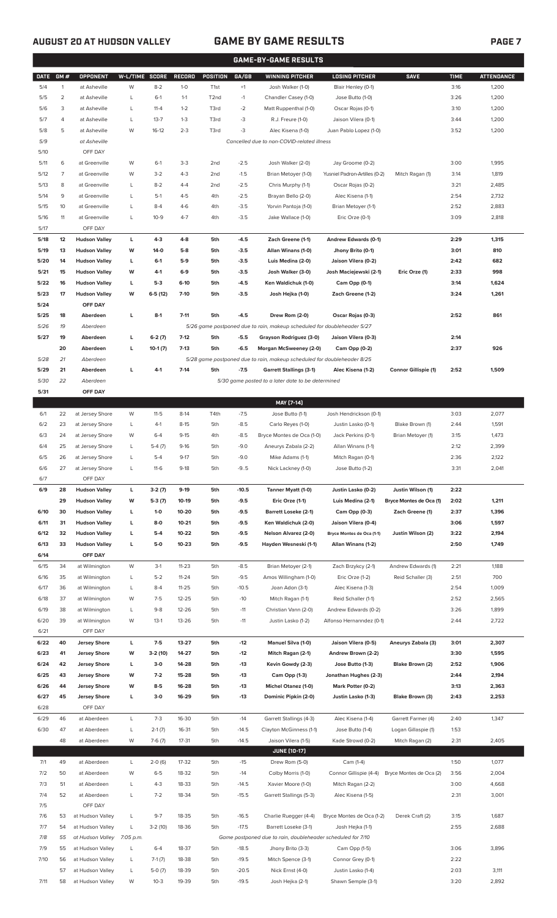# AUGUST 20 AT HUDSON VALLEY — GAME BY GAME RESULTS

## GAME-BY-GAME RESULTS

| DATE | GM # | OPPONENT | W-L/TIME | SCORE | RECORD | POSITION | GA/GB | WINNING PITCHER | LOSING PITCHER | SAVE | TIME | ATTENDANCE |
|---|---|---|---|---|---|---|---|---|---|---|---|---|
| 5/4 | 1 | at Asheville | W | 8-2 | 1-0 | T1st | +1 | Josh Walker (1-0) | Blair Henley (0-1) | | 3:16 | 1,200 |
| 5/5 | 2 | at Asheville | L | 6-1 | 1-1 | T2nd | -1 | Chandler Casey (1-0) | Jose Butto (1-0) | | 3:26 | 1,200 |
| 5/6 | 3 | at Asheville | L | 11-4 | 1-2 | T3rd | -2 | Matt Ruppenthal (1-0) | Oscar Rojas (0-1) | | 3:10 | 1,200 |
| 5/7 | 4 | at Asheville | L | 13-7 | 1-3 | T3rd | -3 | R.J. Freure (1-0) | Jaison Vilera (0-1) | | 3:44 | 1,200 |
| 5/8 | 5 | at Asheville | W | 16-12 | 2-3 | T3rd | -3 | Alec Kisena (1-0) | Juan Pablo Lopez (1-0) | | 3:52 | 1,200 |
| 5/9 | | at Asheville | | | | | | Cancelled due to non-COVID-related illness | | | | |
| 5/10 | | OFF DAY | | | | | | | | | | |
| 5/11 | 6 | at Greenville | W | 6-1 | 3-3 | 2nd | -2.5 | Josh Walker (2-0) | Jay Groome (0-2) | | 3:00 | 1,995 |
| 5/12 | 7 | at Greenville | W | 3-2 | 4-3 | 2nd | -1.5 | Brian Metoyer (1-0) | Yusniel Padron-Artilles (0-2) | Mitch Ragan (1) | 3:14 | 1,819 |
| 5/13 | 8 | at Greenville | L | 8-2 | 4-4 | 2nd | -2.5 | Chris Murphy (1-1) | Oscar Rojas (0-2) | | 3:21 | 2,485 |
| 5/14 | 9 | at Greenville | L | 5-1 | 4-5 | 4th | -2.5 | Brayan Bello (2-0) | Alec Kisena (1-1) | | 2:54 | 2,732 |
| 5/15 | 10 | at Greenville | L | 8-4 | 4-6 | 4th | -3.5 | Yorvin Pantoja (1-0) | Brian Metoyer (1-1) | | 2:52 | 2,883 |
| 5/16 | 11 | at Greenville | L | 10-9 | 4-7 | 4th | -3.5 | Jake Wallace (1-0) | Eric Orze (0-1) | | 3:09 | 2,818 |
| 5/17 | | OFF DAY | | | | | | | | | | |
| **5/18** | **12** | **Hudson Valley** | **L** | **4-3** | **4-8** | **5th** | **-4.5** | **Zach Greene (1-1)** | **Andrew Edwards (0-1)** | | **2:29** | **1,315** |
| **5/19** | **13** | **Hudson Valley** | **W** | **14-0** | **5-8** | **5th** | **-3.5** | **Allan Winans (1-0)** | **Jhony Brito (0-1)** | | **3:01** | **810** |
| **5/20** | **14** | **Hudson Valley** | **L** | **6-1** | **5-9** | **5th** | **-3.5** | **Luis Medina (2-0)** | **Jaison Vilera (0-2)** | | **2:42** | **682** |
| **5/21** | **15** | **Hudson Valley** | **W** | **4-1** | **6-9** | **5th** | **-3.5** | **Josh Walker (3-0)** | **Josh Maciejewski (2-1)** | **Eric Orze (1)** | **2:33** | **998** |
| **5/22** | **16** | **Hudson Valley** | **L** | **5-3** | **6-10** | **5th** | **-4.5** | **Ken Waldichuk (1-0)** | **Cam Opp (0-1)** | | **3:14** | **1,624** |
| **5/23** | **17** | **Hudson Valley** | **W** | **6-5 (12)** | **7-10** | **5th** | **-3.5** | **Josh Hejka (1-0)** | **Zach Greene (1-2)** | | **3:24** | **1,261** |
| **5/24** | | **OFF DAY** | | | | | | | | | | |
| **5/25** | **18** | **Aberdeen** | **L** | **8-1** | **7-11** | **5th** | **-4.5** | **Drew Rom (2-0)** | **Oscar Rojas (0-3)** | | **2:52** | **861** |
| *5/26* | *19* | *Aberdeen* | | | | | | *5/26 game postponed due to rain, makeup scheduled for doubleheader 5/27* | | | | |
| **5/27** | **19** | **Aberdeen** | **L** | **6-2 (7)** | **7-12** | **5th** | **-5.5** | **Grayson Rodriguez (3-0)** | **Jaison Vilera (0-3)** | | **2:14** | |
| | **20** | **Aberdeen** | **L** | **10-1 (7)** | **7-13** | **5th** | **-6.5** | **Morgan McSweeney (2-0)** | **Cam Opp (0-2)** | | **2:37** | **926** |
| *5/28* | *21* | *Aberdeen* | | | | | | *5/28 game postponed due to rain, makeup scheduled for doubleheader 8/25* | | | | |
| **5/29** | **21** | **Aberdeen** | **L** | **4-1** | **7-14** | **5th** | **-7.5** | **Garrett Stallings (3-1)** | **Alec Kisena (1-2)** | **Connor Gillispie (1)** | **2:52** | **1,509** |
| *5/30* | *22* | *Aberdeen* | | | | | | *5/30 game posted to a later date to be determined* | | | | |
| **5/31** | | **OFF DAY** | | | | | | | | | | |
| | | | | | | | | **MAY [7-14]** | | | | |
| 6/1 | 22 | at Jersey Shore | W | 11-5 | 8-14 | T4th | -7.5 | Jose Butto (1-1) | Josh Hendrickson (0-1) | | 3:03 | 2,077 |
| 6/2 | 23 | at Jersey Shore | L | 4-1 | 8-15 | 5th | -8.5 | Carlo Reyes (1-0) | Justin Lasko (0-1) | Blake Brown (1) | 2:44 | 1,591 |
| 6/3 | 24 | at Jersey Shore | W | 6-4 | 9-15 | 4th | -8.5 | Bryce Montes de Oca (1-0) | Jack Perkins (0-1) | Brian Metoyer (1) | 3:15 | 1,473 |
| 6/4 | 25 | at Jersey Shore | L | 5-4 (7) | 9-16 | 5th | -9.0 | Aneurys Zabala (2-2) | Allan Winans (1-1) | | 2:12 | 2,399 |
| 6/5 | 26 | at Jersey Shore | L | 5-4 | 9-17 | 5th | -9.0 | Mike Adams (1-1) | Mitch Ragan (0-1) | | 2:36 | 2,122 |
| 6/6 | 27 | at Jersey Shore | L | 11-6 | 9-18 | 5th | -9..5 | Nick Lackney (1-0) | Jose Butto (1-2) | | 3:31 | 2,041 |
| 6/7 | | OFF DAY | | | | | | | | | | |
| **6/9** | **28** | **Hudson Valley** | **L** | **3-2 (7)** | **9-19** | **5th** | **-10.5** | **Tanner Myatt (1-0)** | **Justin Lasko (0-2)** | **Justin Wilson (1)** | **2:22** | |
| | **29** | **Hudson Valley** | **W** | **5-3 (7)** | **10-19** | **5th** | **-9.5** | **Eric Orze (1-1)** | **Luis Medina (2-1)** | **Bryce Montes de Oca (1)** | **2:02** | **1,211** |
| **6/10** | **30** | **Hudson Valley** | **L** | **1-0** | **10-20** | **5th** | **-9.5** | **Barrett Loseke (2-1)** | **Cam Opp (0-3)** | **Zach Greene (1)** | **2:37** | **1,396** |
| **6/11** | **31** | **Hudson Valley** | **L** | **8-0** | **10-21** | **5th** | **-9.5** | **Ken Waldichuk (2-0)** | **Jaison Vilera (0-4)** | | **3:06** | **1,597** |
| **6/12** | **32** | **Hudson Valley** | **L** | **5-4** | **10-22** | **5th** | **-9.5** | **Nelson Alvarez (2-0)** | **Bryce Montes de Oca (1-1)** | **Justin Wilson (2)** | **3:22** | **2,194** |
| **6/13** | **33** | **Hudson Valley** | **L** | **5-0** | **10-23** | **5th** | **-9.5** | **Hayden Wesneski (1-1)** | **Allan Winans (1-2)** | | **2:50** | **1,749** |
| **6/14** | | **OFF DAY** | | | | | | | | | | |
| 6/15 | 34 | at Wilmington | W | 3-1 | 11-23 | 5th | -8.5 | Brian Metoyer (2-1) | Zach Brzykcy (2-1) | Andrew Edwards (1) | 2:21 | 1,188 |
| 6/16 | 35 | at Wilmington | L | 5-2 | 11-24 | 5th | -9.5 | Amos Willingham (1-0) | Eric Orze (1-2) | Reid Schaller (3) | 2:51 | 700 |
| 6/17 | 36 | at Wilmington | L | 8-4 | 11-25 | 5th | -10.5 | Joan Adon (3-1) | Alec Kisena (1-3) | | 2:54 | 1,009 |
| 6/18 | 37 | at Wilmington | W | 7-5 | 12-25 | 5th | -10 | Mitch Ragan (1-1) | Reid Schaller (1-1) | | 2:52 | 2,565 |
| 6/19 | 38 | at Wilmington | L | 9-8 | 12-26 | 5th | -11 | Christian Vann (2-0) | Andrew Edwards (0-2) | | 3:26 | 1,899 |
| 6/20 | 39 | at Wilmington | W | 13-1 | 13-26 | 5th | -11 | Justin Lasko (1-2) | Alfonso Hernanndez (0-1) | | 2:44 | 2,722 |
| 6/21 | | OFF DAY | | | | | | | | | | |
| **6/22** | **40** | **Jersey Shore** | **L** | **7-5** | **13-27** | **5th** | **-12** | **Manuel Silva (1-0)** | **Jaison Vilera (0-5)** | **Aneurys Zabala (3)** | **3:01** | **2,307** |
| **6/23** | **41** | **Jersey Shore** | **W** | **3-2 (10)** | **14-27** | **5th** | **-12** | **Mitch Ragan (2-1)** | **Andrew Brown (2-2)** | | **3:30** | **1,595** |
| **6/24** | **42** | **Jersey Shore** | **L** | **3-0** | **14-28** | **5th** | **-13** | **Kevin Gowdy (2-3)** | **Jose Butto (1-3)** | **Blake Brown (2)** | **2:52** | **1,906** |
| **6/25** | **43** | **Jersey Shore** | **W** | **7-2** | **15-28** | **5th** | **-13** | **Cam Opp (1-3)** | **Jonathan Hughes (2-3)** | | **2:44** | **2,194** |
| **6/26** | **44** | **Jersey Shore** | **W** | **8-5** | **16-28** | **5th** | **-13** | **Michel Otanez (1-0)** | **Mark Potter (0-2)** | | **3:13** | **2,363** |
| **6/27** | **45** | **Jersey Shore** | **L** | **3-0** | **16-29** | **5th** | **-13** | **Dominic Pipkin (2-0)** | **Justin Lasko (1-3)** | **Blake Brown (3)** | **2:43** | **2,253** |
| 6/28 | | OFF DAY | | | | | | | | | | |
| 6/29 | 46 | at Aberdeen | L | 7-3 | 16-30 | 5th | -14 | Garrett Stallings (4-3) | Alec Kisena (1-4) | Garrett Farmer (4) | 2:40 | 1,347 |
| 6/30 | 47 | at Aberdeen | L | 2-1 (7) | 16-31 | 5th | -14.5 | Clayton McGinness (1-1) | Jose Butto (1-4) | Logan Gillaspie (1) | 1:53 | |
| | 48 | at Aberdeen | W | 7-6 (7) | 17-31 | 5th | -14.5 | Jaison Vilera (1-5) | Kade Strowd (0-2) | Mitch Ragan (2) | 2:31 | 2,405 |
| | | | | | | | | **JUNE [10-17]** | | | | |
| 7/1 | 49 | at Aberdeen | L | 2-0 (6) | 17-32 | 5th | -15 | Drew Rom (5-0) | Cam (1-4) | | 1:50 | 1,077 |
| 7/2 | 50 | at Aberdeen | W | 6-5 | 18-32 | 5th | -14 | Colby Morris (1-0) | Connor Gillispie (4-4) | Bryce Montes de Oca (2) | 3:56 | 2,004 |
| 7/3 | 51 | at Aberdeen | L | 4-3 | 18-33 | 5th | -14.5 | Xavier Moore (1-0) | Mitch Ragan (2-2) | | 3:00 | 4,668 |
| 7/4 | 52 | at Aberdeen | L | 7-2 | 18-34 | 5th | -15.5 | Garrett Stallings (5-3) | Alec Kisena (1-5) | | 2:31 | 3,001 |
| 7/5 | | OFF DAY | | | | | | | | | | |
| 7/6 | 53 | at Hudson Valley | L | 9-7 | 18-35 | 5th | -16.5 | Charlie Ruegger (4-4) | Bryce Montes de Oca (1-2) | Derek Craft (2) | 3:15 | 1,687 |
| 7/7 | 54 | at Hudson Valley | L | 3-2 (10) | 18-36 | 5th | -17.5 | Barrett Loseke (3-1) | Josh Hejka (1-1) | | 2:55 | 2,688 |
| *7/8* | *55* | *at Hudson Valley* | *7:05 p.m.* | | | | | *Game postponed due to rain, doubleheader scheduled for 7/10* | | | | |
| 7/9 | 55 | at Hudson Valley | L | 6-4 | 18-37 | 5th | -18.5 | Jhony Brito (3-3) | Cam Opp (1-5) | | 3:06 | 3,896 |
| 7/10 | 56 | at Hudson Valley | L | 7-1 (7) | 18-38 | 5th | -19.5 | Mitch Spence (3-1) | Connor Grey (0-1) | | 2:22 | |
| | 57 | at Hudson Valley | L | 5-0 (7) | 18-39 | 5th | -20.5 | Nick Ernst (4-0) | Justin Lasko (1-4) | | 2:03 | 3,111 |
| 7/11 | 58 | at Hudson Valley | W | 10-3 | 19-39 | 5th | -19.5 | Josh Hejka (2-1) | Shawn Semple (3-1) | | 3:20 | 2,892 |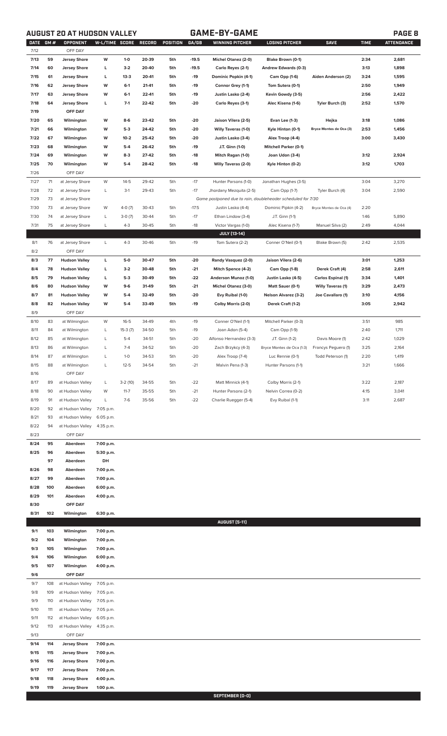## AUGUST 20 AT HUDSON VALLEY — GAME-BY-GAME

| DATE | GM # | OPPONENT | W-L/TIME | SCORE | RECORD | POSITION | GA/GB | WINNING PITCHER | LOSING PITCHER | SAVE | TIME | ATTENDANCE |
|---|---|---|---|---|---|---|---|---|---|---|---|---|
| 7/12 | | OFF DAY | | | | | | | | | | |
| 7/13 | 59 | Jersey Shore | W | 1-0 | 20-39 | 5th | -19.5 | Michel Otanez (2-0) | Blake Brown (0-1) | | 2:34 | 2,681 |
| 7/14 | 60 | Jersey Shore | L | 3-2 | 20-40 | 5th | -19.5 | Carlo Reyes (2-1) | Andrew Edwards (0-3) | | 3:13 | 1,898 |
| 7/15 | 61 | Jersey Shore | L | 13-3 | 20-41 | 5th | -19 | Dominic Popkin (4-1) | Cam Opp (1-6) | Aiden Anderson (2) | 3:24 | 1,595 |
| 7/16 | 62 | Jersey Shore | W | 6-1 | 21-41 | 5th | -19 | Connor Grey (1-1) | Tom Sutera (0-1) | | 2:50 | 1,949 |
| 7/17 | 63 | Jersey Shore | W | 6-1 | 22-41 | 5th | -19 | Justin Lasko (2-4) | Kevin Gowdy (3-5) | | 2:56 | 2,422 |
| 7/18 | 64 | Jersey Shore | L | 7-1 | 22-42 | 5th | -20 | Carlo Reyes (3-1) | Alec Kisena (1-6) | Tyler Burch (3) | 2:52 | 1,570 |
| 7/19 | | OFF DAY | | | | | | | | | | |
| 7/20 | 65 | Wilmington | W | 8-6 | 23-42 | 5th | -20 | Jaison Vilera (2-5) | Evan Lee (1-3) | Hejka | 3:18 | 1,086 |
| 7/21 | 66 | Wilmington | W | 5-3 | 24-42 | 5th | -20 | Willy Taveras (1-0) | Kyle Hinton (0-1) | Bryce Montes de Oca (3) | 2:53 | 1,456 |
| 7/22 | 67 | Wilmington | W | 10-2 | 25-42 | 5th | -20 | Justin Lasko (3-4) | Alex Troop (4-4) | | 3:00 | 3,430 |
| 7/23 | 68 | Wilmington | W | 5-4 | 26-42 | 5th | -19 | J.T. Ginn (1-0) | Mitchell Parker (0-1) | | | |
| 7/24 | 69 | Wilmington | W | 8-3 | 27-42 | 5th | -18 | Mitch Ragan (1-0) | Joan Udon (3-4) | | 3:12 | 2,924 |
| 7/25 | 70 | Wilmington | W | 5-4 | 28-42 | 5th | -18 | Willy Taveras (2-0) | Kyle Hinton (0-2) | | 3:12 | 1,703 |
| 7/26 | | OFF DAY | | | | | | | | | | |
| 7/27 | 71 | at Jersey Shore | W | 14-5 | 29-42 | 5th | -17 | Hunter Parsons (1-0) | Jonathan Hughes (3-5) | | 3:04 | 3,270 |
| 7/28 | 72 | at Jersey Shore | L | 3-1 | 29-43 | 5th | -17 | Jhordany Mezquita (2-5) | Cam Opp (1-7) | Tyler Burch (4) | 3:04 | 2,590 |
| 7/29 | 73 | at Jersey Shore | | | | | | Game postponed due to rain, doubleheader scheduled for 7/30 | | | | |
| 7/30 | 73 | at Jersey Shore | W | 4-0 (7) | 30-43 | 5th | -17.5 | Justin Lasko (4-4) | Dominic Pipkin (4-2) | Bryce Montes de Oca (4) | 2:20 | |
| 7/30 | 74 | at Jersey Shore | L | 3-0 (7) | 30-44 | 5th | -17 | Ethan Lindow (3-4) | J.T. Ginn (1-1) | | 1:46 | 5,890 |
| 7/31 | 75 | at Jersey Shore | L | 4-3 | 30-45 | 5th | -18 | Victor Vargas (1-0) | Alec Kisena (1-7) | Manuel Silva (2) | 2:49 | 4,044 |
| | | | | | | | | **JULY (13-14)** | | | | |
| 8/1 | 76 | at Jersey Shore | L | 4-3 | 30-46 | 5th | -19 | Tom Sutera (2-2) | Conner O'Neil (0-1) | Blake Brown (5) | 2:42 | 2,535 |
| 8/2 | | OFF DAY | | | | | | | | | | |
| 8/3 | 77 | Hudson Valley | L | 5-0 | 30-47 | 5th | -20 | Randy Vasquez (2-0) | Jaison Vilera (2-6) | | 3:01 | 1,253 |
| 8/4 | 78 | Hudson Valley | L | 3-2 | 30-48 | 5th | -21 | Mitch Spence (4-2) | Cam Opp (1-8) | Derek Craft (4) | 2:58 | 2,611 |
| 8/5 | 79 | Hudson Valley | L | 5-3 | 30-49 | 5th | -22 | Anderson Munoz (1-0) | Justin Lasko (4-5) | Carlos Espinal (1) | 3:34 | 1,401 |
| 8/6 | 80 | Hudson Valley | W | 9-6 | 31-49 | 5th | -21 | Michel Otanez (3-0) | Matt Sauer (0-1) | Willy Taveras (1) | 3:29 | 2,473 |
| 8/7 | 81 | Hudson Valley | W | 5-4 | 32-49 | 5th | -20 | Evy Ruibal (1-0) | Nelson Alvarez (3-2) | Joe Cavallaro (1) | 3:10 | 4,156 |
| 8/8 | 82 | Hudson Valley | W | 5-4 | 33-49 | 5th | -19 | Colby Morris (2-0) | Derek Craft (1-2) | | 3:05 | 2,942 |
| 8/9 | | OFF DAY | | | | | | | | | | |
| 8/10 | 83 | at Wilmington | W | 16-5 | 34-49 | 4th | -19 | Conner O'Neil (1-1) | Mitchell Parker (0-3) | | 3:51 | 985 |
| 8/11 | 84 | at Wilmington | L | 15-3 (7) | 34-50 | 5th | -19 | Joan Adon (5-4) | Cam Opp (1-9) | | 2:40 | 1,711 |
| 8/12 | 85 | at Wilmington | L | 5-4 | 34-51 | 5th | -20 | Alfonso Hernandez (3-3) | J.T. Ginn (1-2) | Davis Moore (1) | 2:42 | 1,029 |
| 8/13 | 86 | at Wilmington | L | 7-4 | 34-52 | 5th | -20 | Zach Brzykcy (4-3) | Bryce Montes de Oca (1-3) | Francys Peguero (1) | 3:25 | 2,164 |
| 8/14 | 87 | at Wilmington | L | 1-0 | 34-53 | 5th | -20 | Alex Troop (7-4) | Luc Rennie (0-1) | Todd Peterson (1) | 2:20 | 1,419 |
| 8/15 | 88 | at Wilmington | L | 12-5 | 34-54 | 5th | -21 | Malvin Pena (1-3) | Hunter Parsons (1-1) | | 3:21 | 1,666 |
| 8/16 | | OFF DAY | | | | | | | | | | |
| 8/17 | 89 | at Hudson Valley | L | 3-2 (10) | 34-55 | 5th | -22 | Matt Minnick (4-1) | Colby Morris (2-1) | | 3:22 | 2,187 |
| 8/18 | 90 | at Hudson Valley | W | 11-7 | 35-55 | 5th | -21 | Hunter Parsons (2-1) | Nelvin Correa (0-2) | | 4:15 | 3,041 |
| 8/19 | 91 | at Hudson Valley | L | 7-6 | 35-56 | 5th | -22 | Charlie Ruegger (5-4) | Evy Ruibal (1-1) | | 3:11 | 2,687 |
| 8/20 | 92 | at Hudson Valley | 7:05 p.m. | | | | | | | | | |
| 8/21 | 93 | at Hudson Valley | 6:05 p.m. | | | | | | | | | |
| 8/22 | 94 | at Hudson Valley | 4:35 p.m. | | | | | | | | | |
| 8/23 | | OFF DAY | | | | | | | | | | |
| 8/24 | 95 | Aberdeen | 7:00 p.m. | | | | | | | | | |
| 8/25 | 96 | Aberdeen | 5:30 p.m. | | | | | | | | | |
| | 97 | Aberdeen | DH | | | | | | | | | |
| 8/26 | 98 | Aberdeen | 7:00 p.m. | | | | | | | | | |
| 8/27 | 99 | Aberdeen | 7:00 p.m. | | | | | | | | | |
| 8/28 | 100 | Aberdeen | 6:00 p.m. | | | | | | | | | |
| 8/29 | 101 | Aberdeen | 4:00 p.m. | | | | | | | | | |
| 8/30 | | OFF DAY | | | | | | | | | | |
| 8/31 | 102 | Wilmington | 6:30 p.m. | | | | | | | | | |
| | | | | | | | | **AUGUST (5-11)** | | | | |
| 9/1 | 103 | Wilmington | 7:00 p.m. | | | | | | | | | |
| 9/2 | 104 | Wilmington | 7:00 p.m. | | | | | | | | | |
| 9/3 | 105 | Wilmington | 7:00 p.m. | | | | | | | | | |
| 9/4 | 106 | Wilmington | 6:00 p.m. | | | | | | | | | |
| 9/5 | 107 | Wilmington | 4:00 p.m. | | | | | | | | | |
| 9/6 | | OFF DAY | | | | | | | | | | |
| 9/7 | 108 | at Hudson Valley | 7:05 p.m. | | | | | | | | | |
| 9/8 | 109 | at Hudson Valley | 7:05 p.m. | | | | | | | | | |
| 9/9 | 110 | at Hudson Valley | 7:05 p.m. | | | | | | | | | |
| 9/10 | 111 | at Hudson Valley | 7:05 p.m. | | | | | | | | | |
| 9/11 | 112 | at Hudson Valley | 6:05 p.m. | | | | | | | | | |
| 9/12 | 113 | at Hudson Valley | 4:35 p.m. | | | | | | | | | |
| 9/13 | | OFF DAY | | | | | | | | | | |
| 9/14 | 114 | Jersey Shore | 7:00 p.m. | | | | | | | | | |
| 9/15 | 115 | Jersey Shore | 7:00 p.m. | | | | | | | | | |
| 9/16 | 116 | Jersey Shore | 7:00 p.m. | | | | | | | | | |
| 9/17 | 117 | Jersey Shore | 7:00 p.m. | | | | | | | | | |
| 9/18 | 118 | Jersey Shore | 4:00 p.m. | | | | | | | | | |
| 9/19 | 119 | Jersey Shore | 1:00 p.m. | | | | | | | | | |
| | | | | | | | | **SEPTEMBER (0-0)** | | | | |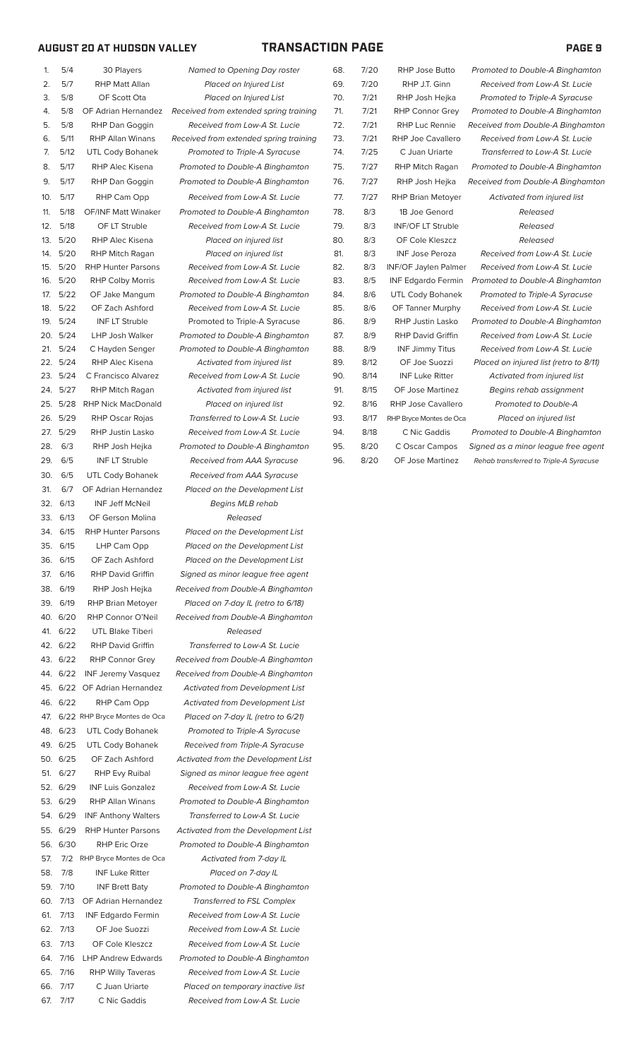**AUGUST 20 AT HUDSON VALLEY** — **TRANSACTION PAGE**

| | | | |
|---|---|---|---|
| 1. | 5/4 | 30 Players | *Named to Opening Day roster* |
| 2. | 5/7 | RHP Matt Allan | *Placed on Injured List* |
| 3. | 5/8 | OF Scott Ota | *Placed on Injured List* |
| 4. | 5/8 | OF Adrian Hernandez | *Received from extended spring training* |
| 5. | 5/8 | RHP Dan Goggin | *Received from Low-A St. Lucie* |
| 6. | 5/11 | RHP Allan Winans | *Received from extended spring training* |
| 7. | 5/12 | UTL Cody Bohanek | *Promoted to Triple-A Syracuse* |
| 8. | 5/17 | RHP Alec Kisena | *Promoted to Double-A Binghamton* |
| 9. | 5/17 | RHP Dan Goggin | *Promoted to Double-A Binghamton* |
| 10. | 5/17 | RHP Cam Opp | *Received from Low-A St. Lucie* |
| 11. | 5/18 | OF/INF Matt Winaker | *Promoted to Double-A Binghamton* |
| 12. | 5/18 | OF LT Struble | *Received from Low-A St. Lucie* |
| 13. | 5/20 | RHP Alec Kisena | *Placed on injured list* |
| 14. | 5/20 | RHP Mitch Ragan | *Placed on injured list* |
| 15. | 5/20 | RHP Hunter Parsons | *Received from Low-A St. Lucie* |
| 16. | 5/20 | RHP Colby Morris | *Received from Low-A St. Lucie* |
| 17. | 5/22 | OF Jake Mangum | *Promoted to Double-A Binghamton* |
| 18. | 5/22 | OF Zach Ashford | *Received from Low-A St. Lucie* |
| 19. | 5/24 | INF LT Struble | Promoted to Triple-A Syracuse |
| 20. | 5/24 | LHP Josh Walker | *Promoted to Double-A Binghamton* |
| 21. | 5/24 | C Hayden Senger | *Promoted to Double-A Binghamton* |
| 22. | 5/24 | RHP Alec Kisena | *Activated from injured list* |
| 23. | 5/24 | C Francisco Alvarez | *Received from Low-A St. Lucie* |
| 24. | 5/27 | RHP Mitch Ragan | *Activated from injured list* |
| 25. | 5/28 | RHP Nick MacDonald | *Placed on injured list* |
| 26. | 5/29 | RHP Oscar Rojas | *Transferred to Low-A St. Lucie* |
| 27. | 5/29 | RHP Justin Lasko | *Received from Low-A St. Lucie* |
| 28. | 6/3 | RHP Josh Hejka | *Promoted to Double-A Binghamton* |
| 29. | 6/5 | INF LT Struble | *Received from AAA Syracuse* |
| 30. | 6/5 | UTL Cody Bohanek | *Received from AAA Syracuse* |
| 31. | 6/7 | OF Adrian Hernandez | *Placed on the Development List* |
| 32. | 6/13 | INF Jeff McNeil | *Begins MLB rehab* |
| 33. | 6/13 | OF Gerson Molina | *Released* |
| 34. | 6/15 | RHP Hunter Parsons | *Placed on the Development List* |
| 35. | 6/15 | LHP Cam Opp | *Placed on the Development List* |
| 36. | 6/15 | OF Zach Ashford | *Placed on the Development List* |
| 37. | 6/16 | RHP David Griffin | *Signed as minor league free agent* |
| 38. | 6/19 | RHP Josh Hejka | *Received from Double-A Binghamton* |
| 39. | 6/19 | RHP Brian Metoyer | *Placed on 7-day IL (retro to 6/18)* |
| 40. | 6/20 | RHP Connor O'Neil | *Received from Double-A Binghamton* |
| 41. | 6/22 | UTL Blake Tiberi | *Released* |
| 42. | 6/22 | RHP David Griffin | *Transferred to Low-A St. Lucie* |
| 43. | 6/22 | RHP Connor Grey | *Received from Double-A Binghamton* |
| 44. | 6/22 | INF Jeremy Vasquez | *Received from Double-A Binghamton* |
| 45. | 6/22 | OF Adrian Hernandez | *Activated from Development List* |
| 46. | 6/22 | RHP Cam Opp | *Activated from Development List* |
| 47. | 6/22 | RHP Bryce Montes de Oca | *Placed on 7-day IL (retro to 6/21)* |
| 48. | 6/23 | UTL Cody Bohanek | *Promoted to Triple-A Syracuse* |
| 49. | 6/25 | UTL Cody Bohanek | *Received from Triple-A Syracuse* |
| 50. | 6/25 | OF Zach Ashford | *Activated from the Development List* |
| 51. | 6/27 | RHP Evy Ruibal | *Signed as minor league free agent* |
| 52. | 6/29 | INF Luis Gonzalez | *Received from Low-A St. Lucie* |
| 53. | 6/29 | RHP Allan Winans | *Promoted to Double-A Binghamton* |
| 54. | 6/29 | INF Anthony Walters | *Transferred to Low-A St. Lucie* |
| 55. | 6/29 | RHP Hunter Parsons | *Activated from the Development List* |
| 56. | 6/30 | RHP Eric Orze | *Promoted to Double-A Binghamton* |
| 57. | 7/2 | RHP Bryce Montes de Oca | *Activated from 7-day IL* |
| 58. | 7/8 | INF Luke Ritter | *Placed on 7-day IL* |
| 59. | 7/10 | INF Brett Baty | *Promoted to Double-A Binghamton* |
| 60. | 7/13 | OF Adrian Hernandez | *Transferred to FSL Complex* |
| 61. | 7/13 | INF Edgardo Fermin | *Received from Low-A St. Lucie* |
| 62. | 7/13 | OF Joe Suozzi | *Received from Low-A St. Lucie* |
| 63. | 7/13 | OF Cole Kleszcz | *Received from Low-A St. Lucie* |
| 64. | 7/16 | LHP Andrew Edwards | *Promoted to Double-A Binghamton* |
| 65. | 7/16 | RHP Willy Taveras | *Received from Low-A St. Lucie* |
| 66. | 7/17 | C Juan Uriarte | *Placed on temporary inactive list* |
| 67. | 7/17 | C Nic Gaddis | *Received from Low-A St. Lucie* |
| 68. | 7/20 | RHP Jose Butto | *Promoted to Double-A Binghamton* |
| 69. | 7/20 | RHP J.T. Ginn | *Received from Low-A St. Lucie* |
| 70. | 7/21 | RHP Josh Hejka | *Promoted to Triple-A Syracuse* |
| 71. | 7/21 | RHP Connor Grey | *Promoted to Double-A Binghamton* |
| 72. | 7/21 | RHP Luc Rennie | *Received from Double-A Binghamton* |
| 73. | 7/21 | RHP Joe Cavallero | *Received from Low-A St. Lucie* |
| 74. | 7/25 | C Juan Uriarte | *Transferred to Low-A St. Lucie* |
| 75. | 7/27 | RHP Mitch Ragan | *Promoted to Double-A Binghamton* |
| 76. | 7/27 | RHP Josh Hejka | *Received from Double-A Binghamton* |
| 77. | 7/27 | RHP Brian Metoyer | *Activated from injured list* |
| 78. | 8/3 | 1B Joe Genord | *Released* |
| 79. | 8/3 | INF/OF LT Struble | *Released* |
| 80. | 8/3 | OF Cole Kleszcz | *Released* |
| 81. | 8/3 | INF Jose Peroza | *Received from Low-A St. Lucie* |
| 82. | 8/3 | INF/OF Jaylen Palmer | *Received from Low-A St. Lucie* |
| 83. | 8/5 | INF Edgardo Fermin | *Promoted to Double-A Binghamton* |
| 84. | 8/6 | UTL Cody Bohanek | *Promoted to Triple-A Syracuse* |
| 85. | 8/6 | OF Tanner Murphy | *Received from Low-A St. Lucie* |
| 86. | 8/9 | RHP Justin Lasko | *Promoted to Double-A Binghamton* |
| 87. | 8/9 | RHP David Griffin | *Received from Low-A St. Lucie* |
| 88. | 8/9 | INF Jimmy Titus | *Received from Low-A St. Lucie* |
| 89. | 8/12 | OF Joe Suozzi | *Placed on injured list (retro to 8/11)* |
| 90. | 8/14 | INF Luke Ritter | *Activated from injured list* |
| 91. | 8/15 | OF Jose Martinez | *Begins rehab assignment* |
| 92. | 8/16 | RHP Jose Cavallero | *Promoted to Double-A* |
| 93. | 8/17 | RHP Bryce Montes de Oca | *Placed on injured list* |
| 94. | 8/18 | C Nic Gaddis | *Promoted to Double-A Binghamton* |
| 95. | 8/20 | C Oscar Campos | *Signed as a minor league free agent* |
| 96. | 8/20 | OF Jose Martinez | *Rehab transferred to Triple-A Syracuse* |